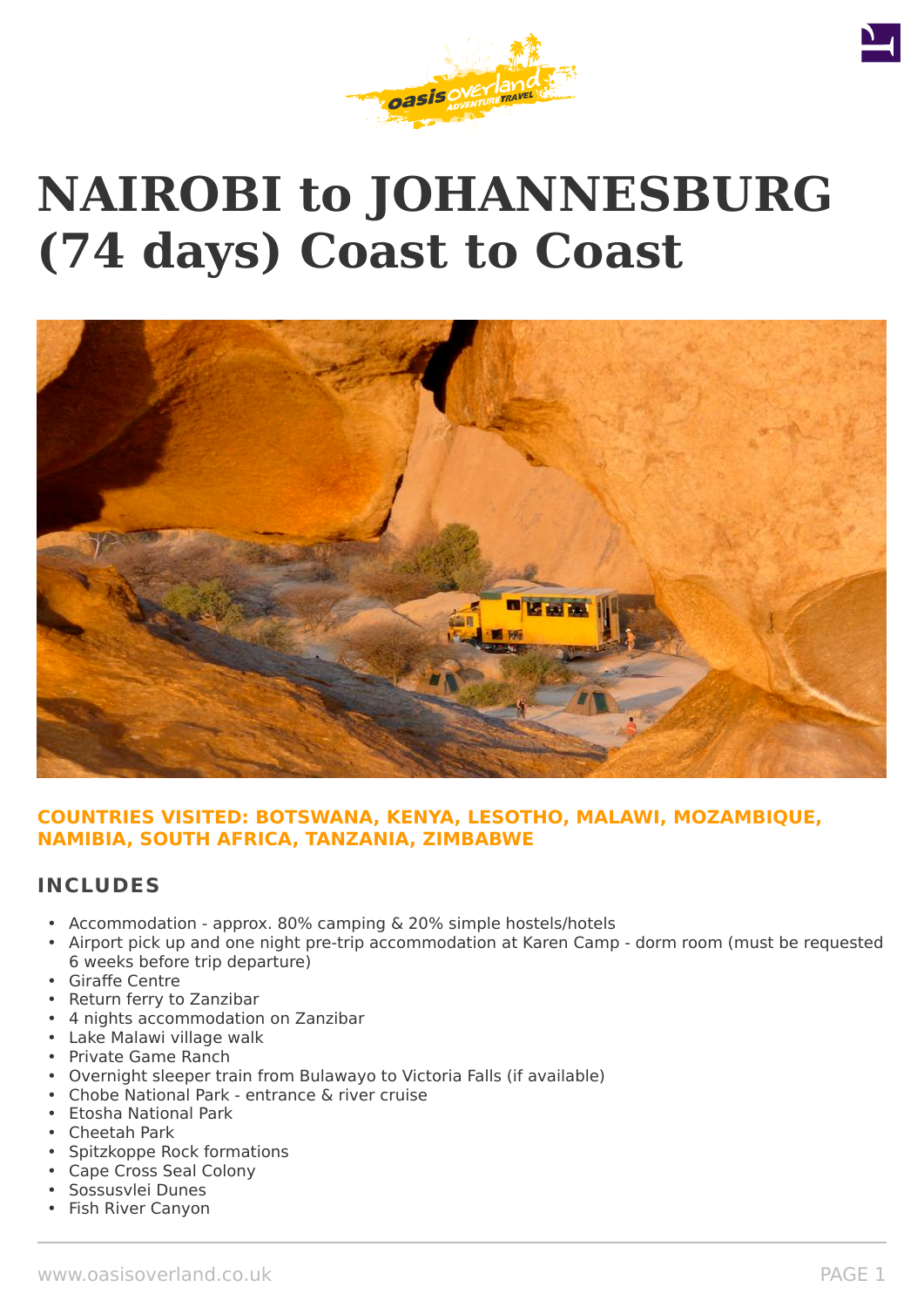# NAIROBI to JOHANNESBURG (74 days) Coast to Coast

**COUNTRIES VISITED: BOTSWANA, KENYA, LESOTHO, MALAWI, MOZAMBIQUE, NAMIBIA, SOUTH AFRICA, TANZANIA, ZIMBABWE**

## INCLUDES

- Accommodation - approx. 80% camping & 20% simple hostels/hotels
- Airport pick up and one night pre-trip accommodation at Karen Camp - dorm room (must be requested 6 weeks before trip departure)
- Giraffe Centre
- Return ferry to Zanzibar
- 4 nights accommodation on Zanzibar
- Lake Malawi village walk
- Private Game Ranch
- Overnight sleeper train from Bulawayo to Victoria Falls (if available)
- Chobe National Park - entrance & river cruise
- Etosha National Park
- Cheetah Park
- Spitzkoppe Rock formations
- Cape Cross Seal Colony
- Sossusvlei Dunes
- Fish River Canyon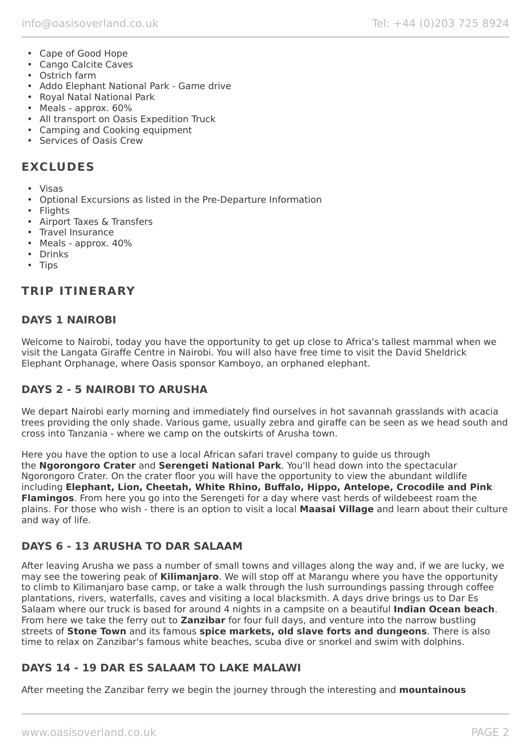- Cape of Good Hope
- Cango Calcite Caves
- Ostrich farm
- Addo Elephant National Park - Game drive
- Royal Natal National Park
- Meals - approx. 60%
- All transport on Oasis Expedition Truck
- Camping and Cooking equipment
- Services of Oasis Crew

## EXCLUDES

- Visas
- Optional Excursions as listed in the Pre-Departure Information
- Flights
- Airport Taxes & Transfers
- Travel Insurance
- Meals - approx. 40%
- Drinks
- Tips

## TRIP ITINERARY

### DAYS 1 NAIROBI

Welcome to Nairobi, today you have the opportunity to get up close to Africa's tallest mammal when we visit the Langata Giraffe Centre in Nairobi. You will also have free time to visit the David Sheldrick Elephant Orphanage, where Oasis sponsor Kamboyo, an orphaned elephant.

### DAYS 2 - 5 NAIROBI TO ARUSHA

We depart Nairobi early morning and immediately find ourselves in hot savannah grasslands with acacia trees providing the only shade. Various game, usually zebra and giraffe can be seen as we head south and cross into Tanzania - where we camp on the outskirts of Arusha town.

Here you have the option to use a local African safari travel company to guide us through the **Ngorongoro Crater** and **Serengeti National Park**. You'll head down into the spectacular Ngorongoro Crater. On the crater floor you will have the opportunity to view the abundant wildlife including **Elephant, Lion, Cheetah, White Rhino, Buffalo, Hippo, Antelope, Crocodile and Pink Flamingos**. From here you go into the Serengeti for a day where vast herds of wildebeest roam the plains. For those who wish - there is an option to visit a local **Maasai Village** and learn about their culture and way of life.

### DAYS 6 - 13 ARUSHA TO DAR SALAAM

After leaving Arusha we pass a number of small towns and villages along the way and, if we are lucky, we may see the towering peak of **Kilimanjaro**. We will stop off at Marangu where you have the opportunity to climb to Kilimanjaro base camp, or take a walk through the lush surroundings passing through coffee plantations, rivers, waterfalls, caves and visiting a local blacksmith. A days drive brings us to Dar Es Salaam where our truck is based for around 4 nights in a campsite on a beautiful **Indian Ocean beach**. From here we take the ferry out to **Zanzibar** for four full days, and venture into the narrow bustling streets of **Stone Town** and its famous **spice markets, old slave forts and dungeons**. There is also time to relax on Zanzibar's famous white beaches, scuba dive or snorkel and swim with dolphins.

### DAYS 14 - 19 DAR ES SALAAM TO LAKE MALAWI

After meeting the Zanzibar ferry we begin the journey through the interesting and **mountainous**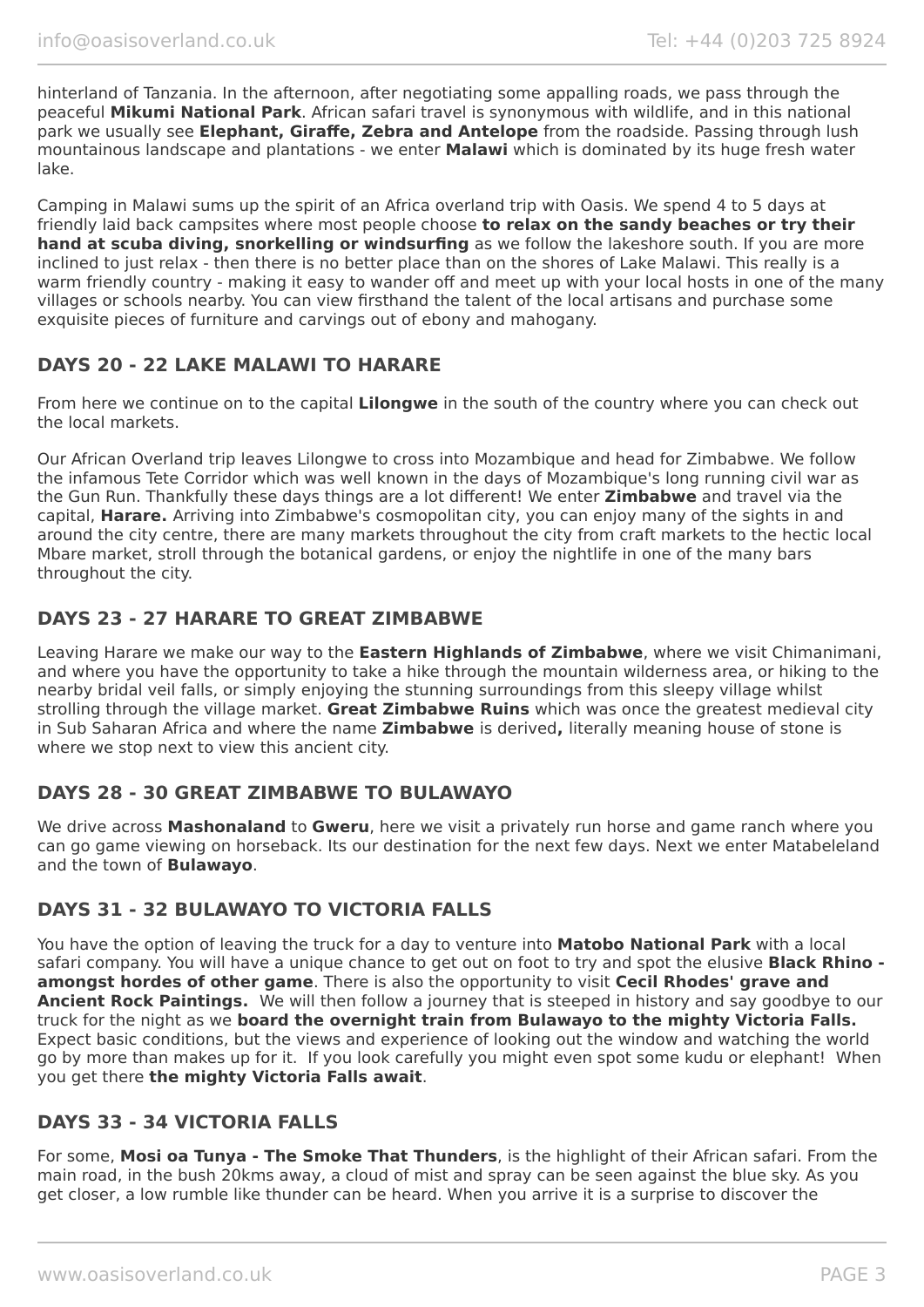hinterland of Tanzania. In the afternoon, after negotiating some appalling roads, we pass through the peaceful **Mikumi National Park**. African safari travel is synonymous with wildlife, and in this national park we usually see **Elephant, Giraffe, Zebra and Antelope** from the roadside. Passing through lush mountainous landscape and plantations - we enter **Malawi** which is dominated by its huge fresh water lake.

Camping in Malawi sums up the spirit of an Africa overland trip with Oasis. We spend 4 to 5 days at friendly laid back campsites where most people choose **to relax on the sandy beaches or try their hand at scuba diving, snorkelling or windsurfing** as we follow the lakeshore south. If you are more inclined to just relax - then there is no better place than on the shores of Lake Malawi. This really is a warm friendly country - making it easy to wander off and meet up with your local hosts in one of the many villages or schools nearby. You can view firsthand the talent of the local artisans and purchase some exquisite pieces of furniture and carvings out of ebony and mahogany.

## DAYS 20 - 22 LAKE MALAWI TO HARARE

From here we continue on to the capital **Lilongwe** in the south of the country where you can check out the local markets.

Our African Overland trip leaves Lilongwe to cross into Mozambique and head for Zimbabwe. We follow the infamous Tete Corridor which was well known in the days of Mozambique's long running civil war as the Gun Run. Thankfully these days things are a lot different! We enter **Zimbabwe** and travel via the capital, **Harare.** Arriving into Zimbabwe's cosmopolitan city, you can enjoy many of the sights in and around the city centre, there are many markets throughout the city from craft markets to the hectic local Mbare market, stroll through the botanical gardens, or enjoy the nightlife in one of the many bars throughout the city.

## DAYS 23 - 27 HARARE TO GREAT ZIMBABWE

Leaving Harare we make our way to the **Eastern Highlands of Zimbabwe**, where we visit Chimanimani, and where you have the opportunity to take a hike through the mountain wilderness area, or hiking to the nearby bridal veil falls, or simply enjoying the stunning surroundings from this sleepy village whilst strolling through the village market. **Great Zimbabwe Ruins** which was once the greatest medieval city in Sub Saharan Africa and where the name **Zimbabwe** is derived**,** literally meaning house of stone is where we stop next to view this ancient city.

## DAYS 28 - 30 GREAT ZIMBABWE TO BULAWAYO

We drive across **Mashonaland** to **Gweru**, here we visit a privately run horse and game ranch where you can go game viewing on horseback. Its our destination for the next few days. Next we enter Matabeleland and the town of **Bulawayo**.

## DAYS 31 - 32 BULAWAYO TO VICTORIA FALLS

You have the option of leaving the truck for a day to venture into **Matobo National Park** with a local safari company. You will have a unique chance to get out on foot to try and spot the elusive **Black Rhino - amongst hordes of other game**. There is also the opportunity to visit **Cecil Rhodes' grave and Ancient Rock Paintings.** We will then follow a journey that is steeped in history and say goodbye to our truck for the night as we **board the overnight train from Bulawayo to the mighty Victoria Falls.** Expect basic conditions, but the views and experience of looking out the window and watching the world go by more than makes up for it. If you look carefully you might even spot some kudu or elephant! When you get there **the mighty Victoria Falls await**.

## DAYS 33 - 34 VICTORIA FALLS

For some, **Mosi oa Tunya - The Smoke That Thunders**, is the highlight of their African safari. From the main road, in the bush 20kms away, a cloud of mist and spray can be seen against the blue sky. As you get closer, a low rumble like thunder can be heard. When you arrive it is a surprise to discover the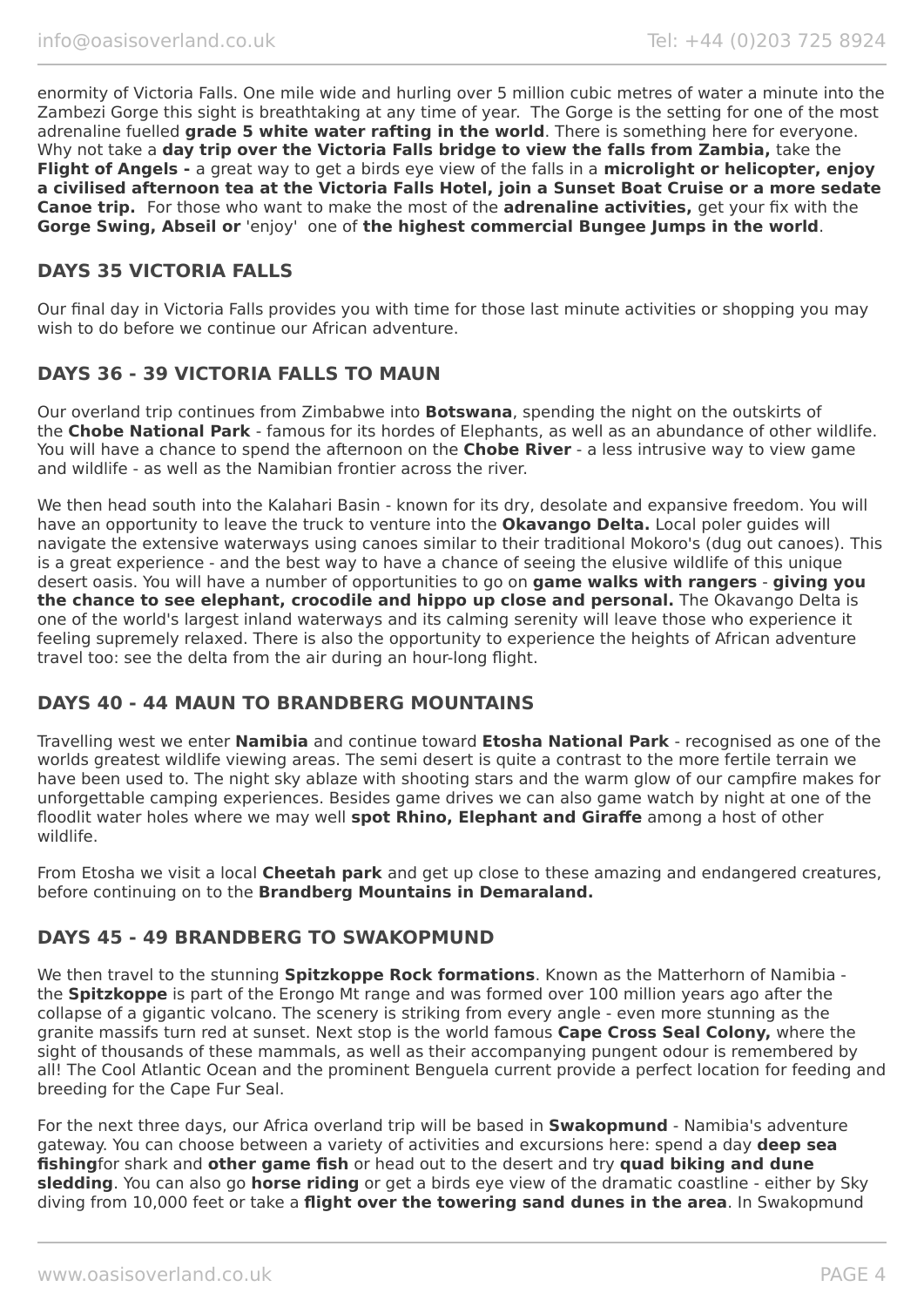enormity of Victoria Falls. One mile wide and hurling over 5 million cubic metres of water a minute into the Zambezi Gorge this sight is breathtaking at any time of year. The Gorge is the setting for one of the most adrenaline fuelled **grade 5 white water rafting in the world**. There is something here for everyone. Why not take a **day trip over the Victoria Falls bridge to view the falls from Zambia,** take the **Flight of Angels -** a great way to get a birds eye view of the falls in a **microlight or helicopter, enjoy a civilised afternoon tea at the Victoria Falls Hotel, join a Sunset Boat Cruise or a more sedate Canoe trip.** For those who want to make the most of the **adrenaline activities,** get your fix with the **Gorge Swing, Abseil or** 'enjoy' one of **the highest commercial Bungee Jumps in the world**.

## DAYS 35 VICTORIA FALLS

Our final day in Victoria Falls provides you with time for those last minute activities or shopping you may wish to do before we continue our African adventure.

## DAYS 36 - 39 VICTORIA FALLS TO MAUN

Our overland trip continues from Zimbabwe into **Botswana**, spending the night on the outskirts of the **Chobe National Park** - famous for its hordes of Elephants, as well as an abundance of other wildlife. You will have a chance to spend the afternoon on the **Chobe River** - a less intrusive way to view game and wildlife - as well as the Namibian frontier across the river.

We then head south into the Kalahari Basin - known for its dry, desolate and expansive freedom. You will have an opportunity to leave the truck to venture into the **Okavango Delta.** Local poler guides will navigate the extensive waterways using canoes similar to their traditional Mokoro's (dug out canoes). This is a great experience - and the best way to have a chance of seeing the elusive wildlife of this unique desert oasis. You will have a number of opportunities to go on **game walks with rangers** - **giving you the chance to see elephant, crocodile and hippo up close and personal.** The Okavango Delta is one of the world's largest inland waterways and its calming serenity will leave those who experience it feeling supremely relaxed. There is also the opportunity to experience the heights of African adventure travel too: see the delta from the air during an hour-long flight.

## DAYS 40 - 44 MAUN TO BRANDBERG MOUNTAINS

Travelling west we enter **Namibia** and continue toward **Etosha National Park** - recognised as one of the worlds greatest wildlife viewing areas. The semi desert is quite a contrast to the more fertile terrain we have been used to. The night sky ablaze with shooting stars and the warm glow of our campfire makes for unforgettable camping experiences. Besides game drives we can also game watch by night at one of the floodlit water holes where we may well **spot Rhino, Elephant and Giraffe** among a host of other wildlife.

From Etosha we visit a local **Cheetah park** and get up close to these amazing and endangered creatures, before continuing on to the **Brandberg Mountains in Demaraland.**

## DAYS 45 - 49 BRANDBERG TO SWAKOPMUND

We then travel to the stunning **Spitzkoppe Rock formations**. Known as the Matterhorn of Namibia - the **Spitzkoppe** is part of the Erongo Mt range and was formed over 100 million years ago after the collapse of a gigantic volcano. The scenery is striking from every angle - even more stunning as the granite massifs turn red at sunset. Next stop is the world famous **Cape Cross Seal Colony,** where the sight of thousands of these mammals, as well as their accompanying pungent odour is remembered by all! The Cool Atlantic Ocean and the prominent Benguela current provide a perfect location for feeding and breeding for the Cape Fur Seal.

For the next three days, our Africa overland trip will be based in **Swakopmund** - Namibia's adventure gateway. You can choose between a variety of activities and excursions here: spend a day **deep sea fishing**for shark and **other game fish** or head out to the desert and try **quad biking and dune sledding**. You can also go **horse riding** or get a birds eye view of the dramatic coastline - either by Sky diving from 10,000 feet or take a **flight over the towering sand dunes in the area**. In Swakopmund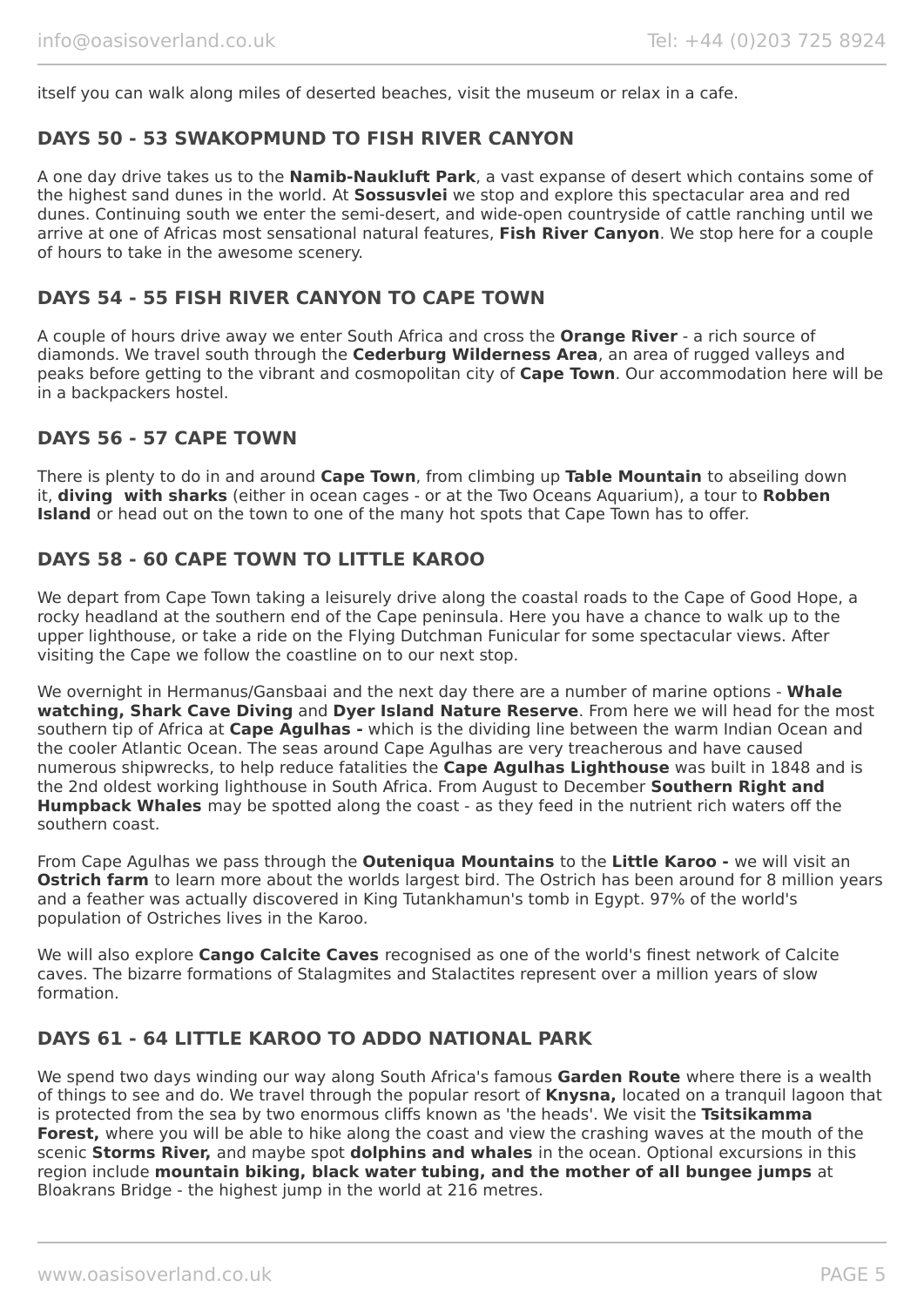itself you can walk along miles of deserted beaches, visit the museum or relax in a cafe.

### DAYS 50 - 53 SWAKOPMUND TO FISH RIVER CANYON

A one day drive takes us to the **Namib-Naukluft Park**, a vast expanse of desert which contains some of the highest sand dunes in the world. At **Sossusvlei** we stop and explore this spectacular area and red dunes. Continuing south we enter the semi-desert, and wide-open countryside of cattle ranching until we arrive at one of Africas most sensational natural features, **Fish River Canyon**. We stop here for a couple of hours to take in the awesome scenery.

### DAYS 54 - 55 FISH RIVER CANYON TO CAPE TOWN

A couple of hours drive away we enter South Africa and cross the **Orange River** - a rich source of diamonds. We travel south through the **Cederburg Wilderness Area**, an area of rugged valleys and peaks before getting to the vibrant and cosmopolitan city of **Cape Town**. Our accommodation here will be in a backpackers hostel.

### DAYS 56 - 57 CAPE TOWN

There is plenty to do in and around **Cape Town**, from climbing up **Table Mountain** to abseiling down it, **diving with sharks** (either in ocean cages - or at the Two Oceans Aquarium), a tour to **Robben Island** or head out on the town to one of the many hot spots that Cape Town has to offer.

### DAYS 58 - 60 CAPE TOWN TO LITTLE KAROO

We depart from Cape Town taking a leisurely drive along the coastal roads to the Cape of Good Hope, a rocky headland at the southern end of the Cape peninsula. Here you have a chance to walk up to the upper lighthouse, or take a ride on the Flying Dutchman Funicular for some spectacular views. After visiting the Cape we follow the coastline on to our next stop.

We overnight in Hermanus/Gansbaai and the next day there are a number of marine options - **Whale watching, Shark Cave Diving** and **Dyer Island Nature Reserve**. From here we will head for the most southern tip of Africa at **Cape Agulhas -** which is the dividing line between the warm Indian Ocean and the cooler Atlantic Ocean. The seas around Cape Agulhas are very treacherous and have caused numerous shipwrecks, to help reduce fatalities the **Cape Agulhas Lighthouse** was built in 1848 and is the 2nd oldest working lighthouse in South Africa. From August to December **Southern Right and Humpback Whales** may be spotted along the coast - as they feed in the nutrient rich waters off the southern coast.

From Cape Agulhas we pass through the **Outeniqua Mountains** to the **Little Karoo -** we will visit an **Ostrich farm** to learn more about the worlds largest bird. The Ostrich has been around for 8 million years and a feather was actually discovered in King Tutankhamun's tomb in Egypt. 97% of the world's population of Ostriches lives in the Karoo.

We will also explore **Cango Calcite Caves** recognised as one of the world's finest network of Calcite caves. The bizarre formations of Stalagmites and Stalactites represent over a million years of slow formation.

### DAYS 61 - 64 LITTLE KAROO TO ADDO NATIONAL PARK

We spend two days winding our way along South Africa's famous **Garden Route** where there is a wealth of things to see and do. We travel through the popular resort of **Knysna,** located on a tranquil lagoon that is protected from the sea by two enormous cliffs known as 'the heads'. We visit the **Tsitsikamma Forest,** where you will be able to hike along the coast and view the crashing waves at the mouth of the scenic **Storms River,** and maybe spot **dolphins and whales** in the ocean. Optional excursions in this region include **mountain biking, black water tubing, and the mother of all bungee jumps** at Bloakrans Bridge - the highest jump in the world at 216 metres.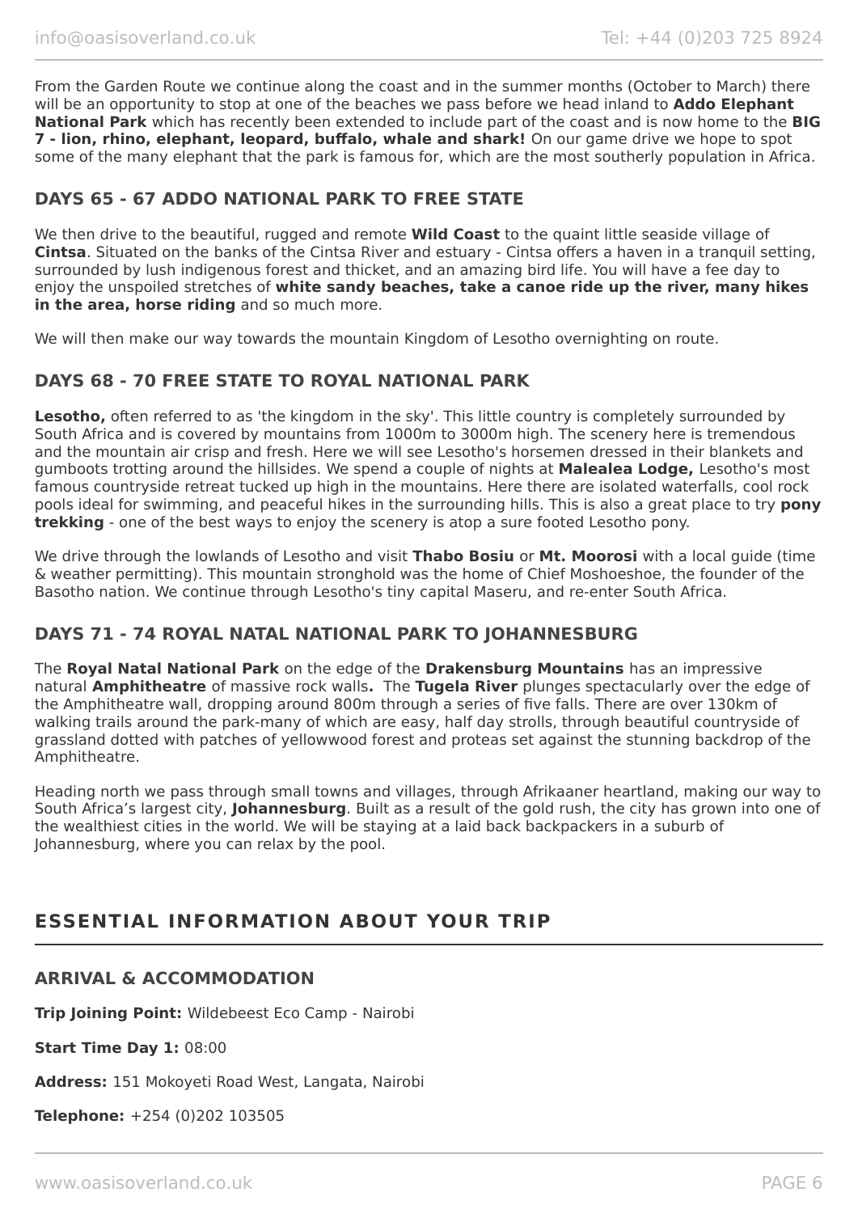From the Garden Route we continue along the coast and in the summer months (October to March) there will be an opportunity to stop at one of the beaches we pass before we head inland to **Addo Elephant National Park** which has recently been extended to include part of the coast and is now home to the **BIG 7 - lion, rhino, elephant, leopard, buffalo, whale and shark!** On our game drive we hope to spot some of the many elephant that the park is famous for, which are the most southerly population in Africa.

### DAYS 65 - 67 ADDO NATIONAL PARK TO FREE STATE

We then drive to the beautiful, rugged and remote **Wild Coast** to the quaint little seaside village of **Cintsa**. Situated on the banks of the Cintsa River and estuary - Cintsa offers a haven in a tranquil setting, surrounded by lush indigenous forest and thicket, and an amazing bird life. You will have a fee day to enjoy the unspoiled stretches of **white sandy beaches, take a canoe ride up the river, many hikes in the area, horse riding** and so much more.

We will then make our way towards the mountain Kingdom of Lesotho overnighting on route.

### DAYS 68 - 70 FREE STATE TO ROYAL NATIONAL PARK

**Lesotho,** often referred to as 'the kingdom in the sky'. This little country is completely surrounded by South Africa and is covered by mountains from 1000m to 3000m high. The scenery here is tremendous and the mountain air crisp and fresh. Here we will see Lesotho's horsemen dressed in their blankets and gumboots trotting around the hillsides. We spend a couple of nights at **Malealea Lodge,** Lesotho's most famous countryside retreat tucked up high in the mountains. Here there are isolated waterfalls, cool rock pools ideal for swimming, and peaceful hikes in the surrounding hills. This is also a great place to try **pony trekking** - one of the best ways to enjoy the scenery is atop a sure footed Lesotho pony.

We drive through the lowlands of Lesotho and visit **Thabo Bosiu** or **Mt. Moorosi** with a local guide (time & weather permitting). This mountain stronghold was the home of Chief Moshoeshoe, the founder of the Basotho nation. We continue through Lesotho's tiny capital Maseru, and re-enter South Africa.

### DAYS 71 - 74 ROYAL NATAL NATIONAL PARK TO JOHANNESBURG

The **Royal Natal National Park** on the edge of the **Drakensburg Mountains** has an impressive natural **Amphitheatre** of massive rock walls**.** The **Tugela River** plunges spectacularly over the edge of the Amphitheatre wall, dropping around 800m through a series of five falls. There are over 130km of walking trails around the park-many of which are easy, half day strolls, through beautiful countryside of grassland dotted with patches of yellowwood forest and proteas set against the stunning backdrop of the Amphitheatre.

Heading north we pass through small towns and villages, through Afrikaaner heartland, making our way to South Africa's largest city, **Johannesburg**. Built as a result of the gold rush, the city has grown into one of the wealthiest cities in the world. We will be staying at a laid back backpackers in a suburb of Johannesburg, where you can relax by the pool.

## ESSENTIAL INFORMATION ABOUT YOUR TRIP

### ARRIVAL & ACCOMMODATION

**Trip Joining Point:** Wildebeest Eco Camp - Nairobi

**Start Time Day 1:** 08:00

**Address:** 151 Mokoyeti Road West, Langata, Nairobi

**Telephone:** +254 (0)202 103505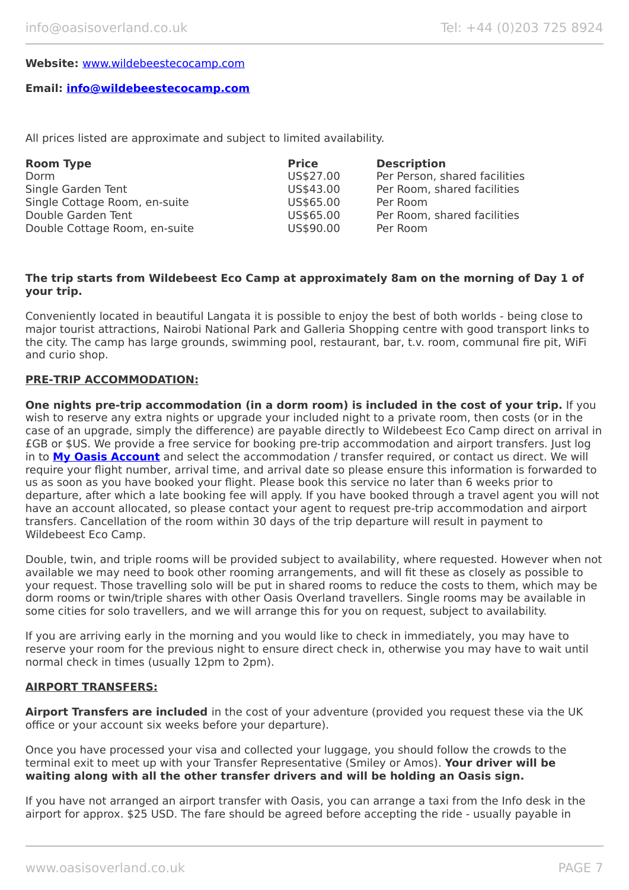**Website:** [www.wildebeestecocamp.com](http://www.wildebeestecocamp.com)

**Email: [info@wildebeestecocamp.com](mailto:info@wildebeestecocamp.com)**

All prices listed are approximate and subject to limited availability.

| Room Type | Price | Description |
|---|---|---|
| Dorm | US$27.00 | Per Person, shared facilities |
| Single Garden Tent | US$43.00 | Per Room, shared facilities |
| Single Cottage Room, en-suite | US$65.00 | Per Room |
| Double Garden Tent | US$65.00 | Per Room, shared facilities |
| Double Cottage Room, en-suite | US$90.00 | Per Room |

**The trip starts from Wildebeest Eco Camp at approximately 8am on the morning of Day 1 of your trip.**

Conveniently located in beautiful Langata it is possible to enjoy the best of both worlds - being close to major tourist attractions, Nairobi National Park and Galleria Shopping centre with good transport links to the city. The camp has large grounds, swimming pool, restaurant, bar, t.v. room, communal fire pit, WiFi and curio shop.

**PRE-TRIP ACCOMMODATION:**

**One nights pre-trip accommodation (in a dorm room) is included in the cost of your trip.** If you wish to reserve any extra nights or upgrade your included night to a private room, then costs (or in the case of an upgrade, simply the difference) are payable directly to Wildebeest Eco Camp direct on arrival in £GB or $US. We provide a free service for booking pre-trip accommodation and airport transfers. Just log in to **[My Oasis Account]()** and select the accommodation / transfer required, or contact us direct. We will require your flight number, arrival time, and arrival date so please ensure this information is forwarded to us as soon as you have booked your flight. Please book this service no later than 6 weeks prior to departure, after which a late booking fee will apply. If you have booked through a travel agent you will not have an account allocated, so please contact your agent to request pre-trip accommodation and airport transfers. Cancellation of the room within 30 days of the trip departure will result in payment to Wildebeest Eco Camp.

Double, twin, and triple rooms will be provided subject to availability, where requested. However when not available we may need to book other rooming arrangements, and will fit these as closely as possible to your request. Those travelling solo will be put in shared rooms to reduce the costs to them, which may be dorm rooms or twin/triple shares with other Oasis Overland travellers. Single rooms may be available in some cities for solo travellers, and we will arrange this for you on request, subject to availability.

If you are arriving early in the morning and you would like to check in immediately, you may have to reserve your room for the previous night to ensure direct check in, otherwise you may have to wait until normal check in times (usually 12pm to 2pm).

**AIRPORT TRANSFERS:**

**Airport Transfers are included** in the cost of your adventure (provided you request these via the UK office or your account six weeks before your departure).

Once you have processed your visa and collected your luggage, you should follow the crowds to the terminal exit to meet up with your Transfer Representative (Smiley or Amos). **Your driver will be waiting along with all the other transfer drivers and will be holding an Oasis sign.**

If you have not arranged an airport transfer with Oasis, you can arrange a taxi from the Info desk in the airport for approx. $25 USD. The fare should be agreed before accepting the ride - usually payable in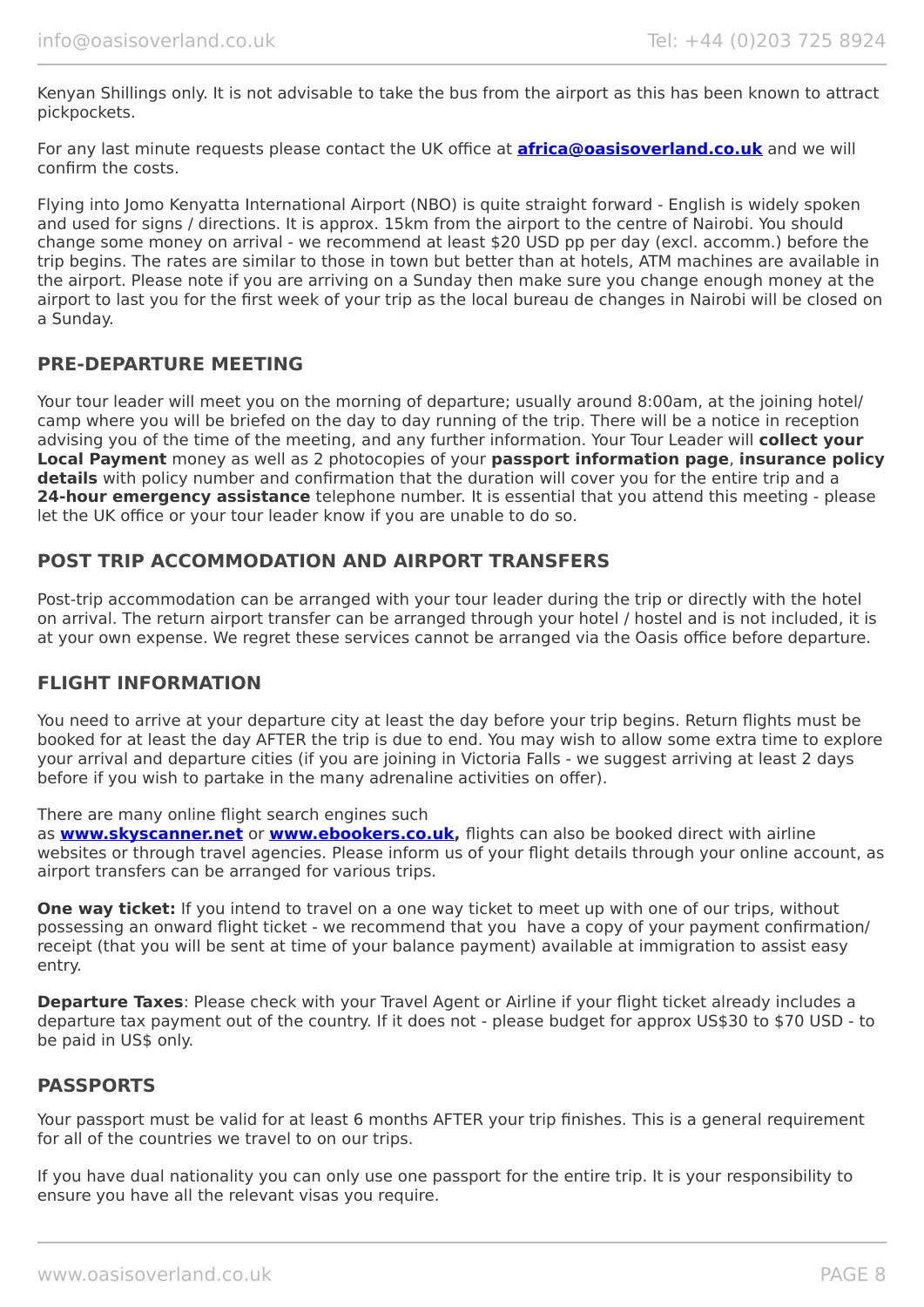Kenyan Shillings only. It is not advisable to take the bus from the airport as this has been known to attract pickpockets.

For any last minute requests please contact the UK office at **africa@oasisoverland.co.uk** and we will confirm the costs.

Flying into Jomo Kenyatta International Airport (NBO) is quite straight forward - English is widely spoken and used for signs / directions. It is approx. 15km from the airport to the centre of Nairobi. You should change some money on arrival - we recommend at least $20 USD pp per day (excl. accomm.) before the trip begins. The rates are similar to those in town but better than at hotels, ATM machines are available in the airport. Please note if you are arriving on a Sunday then make sure you change enough money at the airport to last you for the first week of your trip as the local bureau de changes in Nairobi will be closed on a Sunday.

## PRE-DEPARTURE MEETING

Your tour leader will meet you on the morning of departure; usually around 8:00am, at the joining hotel/ camp where you will be briefed on the day to day running of the trip. There will be a notice in reception advising you of the time of the meeting, and any further information. Your Tour Leader will **collect your Local Payment** money as well as 2 photocopies of your **passport information page**, **insurance policy details** with policy number and confirmation that the duration will cover you for the entire trip and a **24-hour emergency assistance** telephone number. It is essential that you attend this meeting - please let the UK office or your tour leader know if you are unable to do so.

## POST TRIP ACCOMMODATION AND AIRPORT TRANSFERS

Post-trip accommodation can be arranged with your tour leader during the trip or directly with the hotel on arrival. The return airport transfer can be arranged through your hotel / hostel and is not included, it is at your own expense. We regret these services cannot be arranged via the Oasis office before departure.

## FLIGHT INFORMATION

You need to arrive at your departure city at least the day before your trip begins. Return flights must be booked for at least the day AFTER the trip is due to end. You may wish to allow some extra time to explore your arrival and departure cities (if you are joining in Victoria Falls - we suggest arriving at least 2 days before if you wish to partake in the many adrenaline activities on offer).

There are many online flight search engines such as **www.skyscanner.net** or **www.ebookers.co.uk,** flights can also be booked direct with airline websites or through travel agencies. Please inform us of your flight details through your online account, as airport transfers can be arranged for various trips.

**One way ticket:** If you intend to travel on a one way ticket to meet up with one of our trips, without possessing an onward flight ticket - we recommend that you have a copy of your payment confirmation/ receipt (that you will be sent at time of your balance payment) available at immigration to assist easy entry.

**Departure Taxes**: Please check with your Travel Agent or Airline if your flight ticket already includes a departure tax payment out of the country. If it does not - please budget for approx US$30 to $70 USD - to be paid in US$ only.

## PASSPORTS

Your passport must be valid for at least 6 months AFTER your trip finishes. This is a general requirement for all of the countries we travel to on our trips.

If you have dual nationality you can only use one passport for the entire trip. It is your responsibility to ensure you have all the relevant visas you require.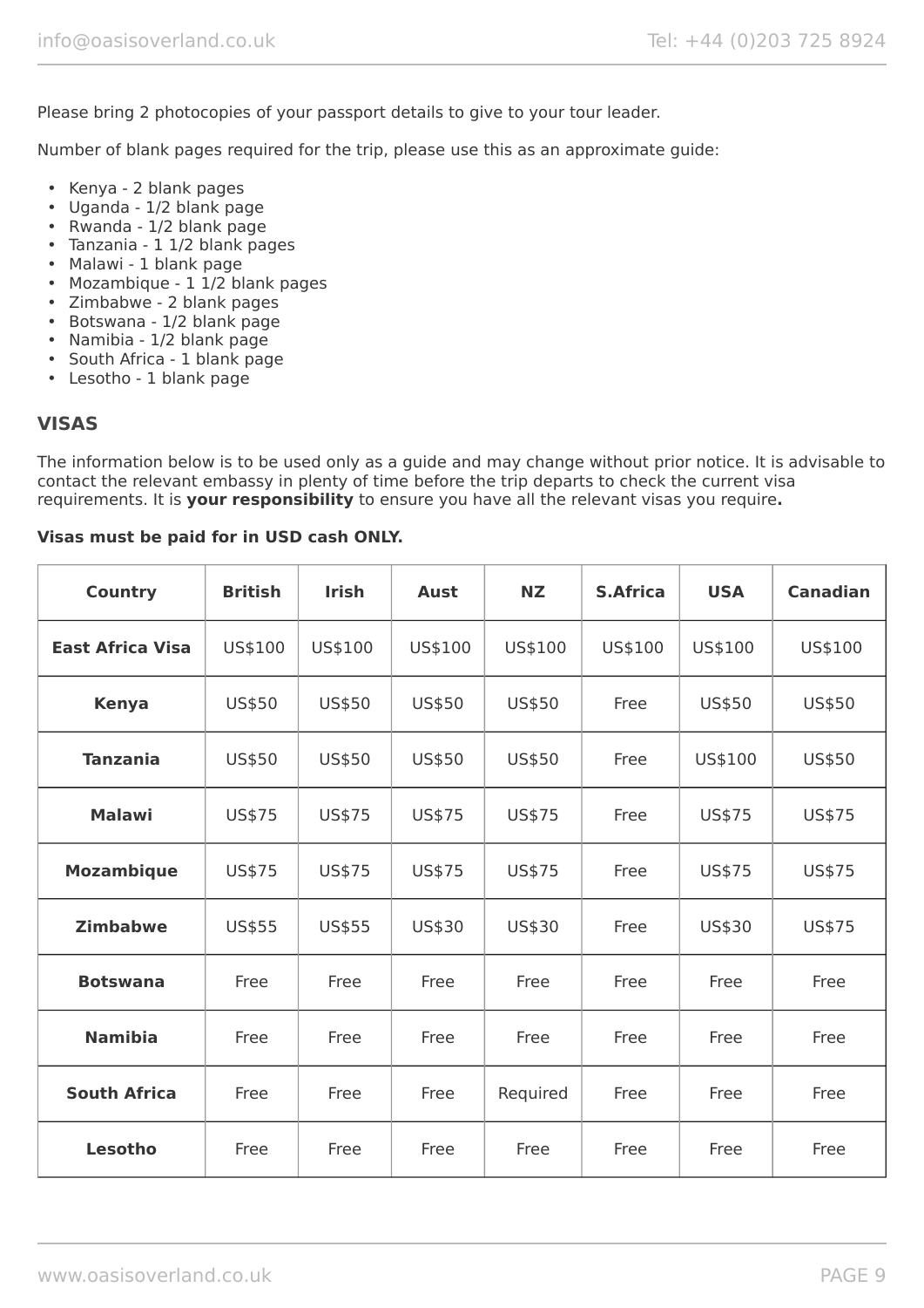Please bring 2 photocopies of your passport details to give to your tour leader.

Number of blank pages required for the trip, please use this as an approximate guide:

- Kenya - 2 blank pages
- Uganda - 1/2 blank page
- Rwanda - 1/2 blank page
- Tanzania - 1 1/2 blank pages
- Malawi - 1 blank page
- Mozambique - 1 1/2 blank pages
- Zimbabwe - 2 blank pages
- Botswana - 1/2 blank page
- Namibia - 1/2 blank page
- South Africa - 1 blank page
- Lesotho - 1 blank page

## VISAS

The information below is to be used only as a guide and may change without prior notice. It is advisable to contact the relevant embassy in plenty of time before the trip departs to check the current visa requirements. It is **your responsibility** to ensure you have all the relevant visas you require**.**

**Visas must be paid for in USD cash ONLY.**

| Country | British | Irish | Aust | NZ | S.Africa | USA | Canadian |
|---|---|---|---|---|---|---|---|
| **East Africa Visa** | US$100 | US$100 | US$100 | US$100 | US$100 | US$100 | US$100 |
| **Kenya** | US$50 | US$50 | US$50 | US$50 | Free | US$50 | US$50 |
| **Tanzania** | US$50 | US$50 | US$50 | US$50 | Free | US$100 | US$50 |
| **Malawi** | US$75 | US$75 | US$75 | US$75 | Free | US$75 | US$75 |
| **Mozambique** | US$75 | US$75 | US$75 | US$75 | Free | US$75 | US$75 |
| **Zimbabwe** | US$55 | US$55 | US$30 | US$30 | Free | US$30 | US$75 |
| **Botswana** | Free | Free | Free | Free | Free | Free | Free |
| **Namibia** | Free | Free | Free | Free | Free | Free | Free |
| **South Africa** | Free | Free | Free | Required | Free | Free | Free |
| **Lesotho** | Free | Free | Free | Free | Free | Free | Free |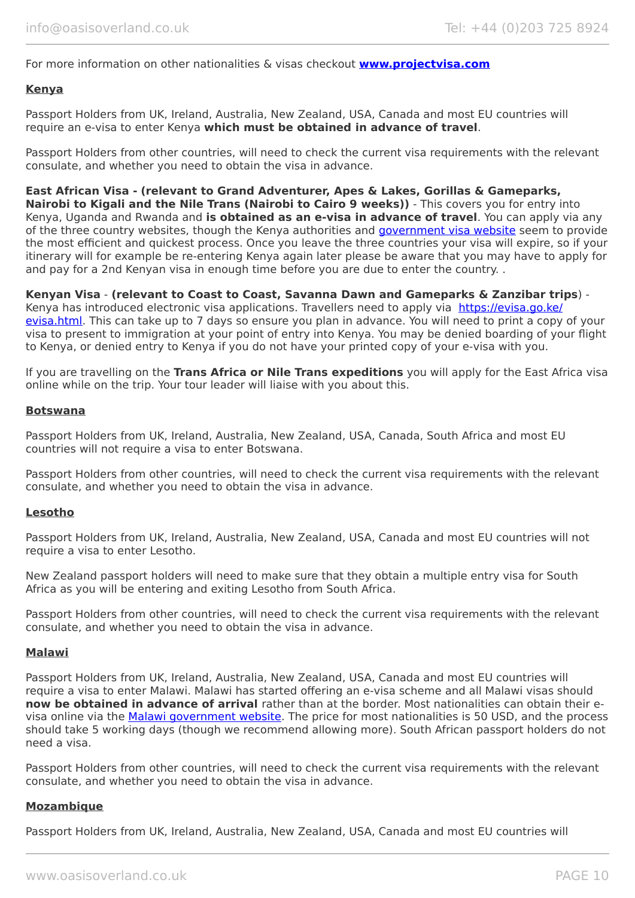For more information on other nationalities & visas checkout **[www.projectvisa.com](http://www.projectvisa.com)**

**Kenya**

Passport Holders from UK, Ireland, Australia, New Zealand, USA, Canada and most EU countries will require an e-visa to enter Kenya **which must be obtained in advance of travel**.

Passport Holders from other countries, will need to check the current visa requirements with the relevant consulate, and whether you need to obtain the visa in advance.

**East African Visa - (relevant to Grand Adventurer, Apes & Lakes, Gorillas & Gameparks, Nairobi to Kigali and the Nile Trans (Nairobi to Cairo 9 weeks))** - This covers you for entry into Kenya, Uganda and Rwanda and **is obtained as an e-visa in advance of travel**. You can apply via any of the three country websites, though the Kenya authorities and government visa website seem to provide the most efficient and quickest process. Once you leave the three countries your visa will expire, so if your itinerary will for example be re-entering Kenya again later please be aware that you may have to apply for and pay for a 2nd Kenyan visa in enough time before you are due to enter the country. .

**Kenyan Visa** - **(relevant to Coast to Coast, Savanna Dawn and Gameparks & Zanzibar trips**) - Kenya has introduced electronic visa applications. Travellers need to apply via [https://evisa.go.ke/evisa.html](https://evisa.go.ke/evisa.html). This can take up to 7 days so ensure you plan in advance. You will need to print a copy of your visa to present to immigration at your point of entry into Kenya. You may be denied boarding of your flight to Kenya, or denied entry to Kenya if you do not have your printed copy of your e-visa with you.

If you are travelling on the **Trans Africa or Nile Trans expeditions** you will apply for the East Africa visa online while on the trip. Your tour leader will liaise with you about this.

**Botswana**

Passport Holders from UK, Ireland, Australia, New Zealand, USA, Canada, South Africa and most EU countries will not require a visa to enter Botswana.

Passport Holders from other countries, will need to check the current visa requirements with the relevant consulate, and whether you need to obtain the visa in advance.

**Lesotho**

Passport Holders from UK, Ireland, Australia, New Zealand, USA, Canada and most EU countries will not require a visa to enter Lesotho.

New Zealand passport holders will need to make sure that they obtain a multiple entry visa for South Africa as you will be entering and exiting Lesotho from South Africa.

Passport Holders from other countries, will need to check the current visa requirements with the relevant consulate, and whether you need to obtain the visa in advance.

**Malawi**

Passport Holders from UK, Ireland, Australia, New Zealand, USA, Canada and most EU countries will require a visa to enter Malawi. Malawi has started offering an e-visa scheme and all Malawi visas should **now be obtained in advance of arrival** rather than at the border. Most nationalities can obtain their e-visa online via the Malawi government website. The price for most nationalities is 50 USD, and the process should take 5 working days (though we recommend allowing more). South African passport holders do not need a visa.

Passport Holders from other countries, will need to check the current visa requirements with the relevant consulate, and whether you need to obtain the visa in advance.

**Mozambique**

Passport Holders from UK, Ireland, Australia, New Zealand, USA, Canada and most EU countries will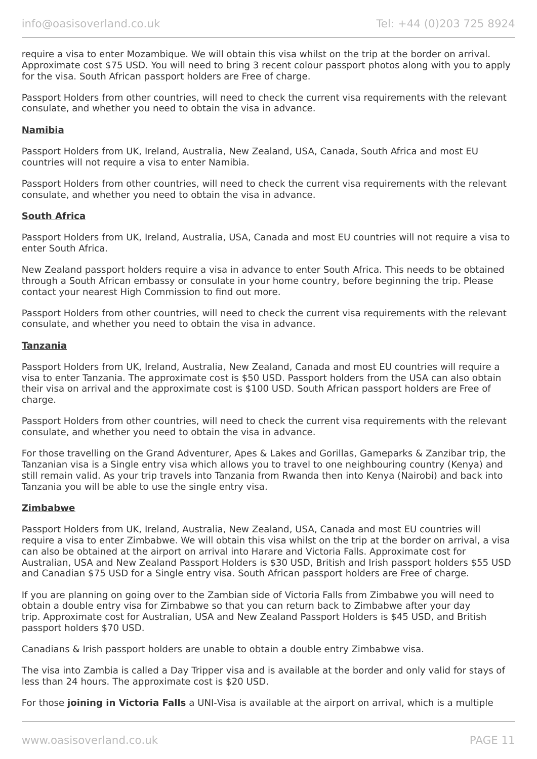require a visa to enter Mozambique. We will obtain this visa whilst on the trip at the border on arrival. Approximate cost $75 USD. You will need to bring 3 recent colour passport photos along with you to apply for the visa. South African passport holders are Free of charge.

Passport Holders from other countries, will need to check the current visa requirements with the relevant consulate, and whether you need to obtain the visa in advance.

**Namibia**

Passport Holders from UK, Ireland, Australia, New Zealand, USA, Canada, South Africa and most EU countries will not require a visa to enter Namibia.

Passport Holders from other countries, will need to check the current visa requirements with the relevant consulate, and whether you need to obtain the visa in advance.

**South Africa**

Passport Holders from UK, Ireland, Australia, USA, Canada and most EU countries will not require a visa to enter South Africa.

New Zealand passport holders require a visa in advance to enter South Africa. This needs to be obtained through a South African embassy or consulate in your home country, before beginning the trip. Please contact your nearest High Commission to find out more.

Passport Holders from other countries, will need to check the current visa requirements with the relevant consulate, and whether you need to obtain the visa in advance.

**Tanzania**

Passport Holders from UK, Ireland, Australia, New Zealand, Canada and most EU countries will require a visa to enter Tanzania. The approximate cost is $50 USD. Passport holders from the USA can also obtain their visa on arrival and the approximate cost is $100 USD. South African passport holders are Free of charge.

Passport Holders from other countries, will need to check the current visa requirements with the relevant consulate, and whether you need to obtain the visa in advance.

For those travelling on the Grand Adventurer, Apes & Lakes and Gorillas, Gameparks & Zanzibar trip, the Tanzanian visa is a Single entry visa which allows you to travel to one neighbouring country (Kenya) and still remain valid. As your trip travels into Tanzania from Rwanda then into Kenya (Nairobi) and back into Tanzania you will be able to use the single entry visa.

**Zimbabwe**

Passport Holders from UK, Ireland, Australia, New Zealand, USA, Canada and most EU countries will require a visa to enter Zimbabwe. We will obtain this visa whilst on the trip at the border on arrival, a visa can also be obtained at the airport on arrival into Harare and Victoria Falls. Approximate cost for Australian, USA and New Zealand Passport Holders is $30 USD, British and Irish passport holders $55 USD and Canadian $75 USD for a Single entry visa. South African passport holders are Free of charge.

If you are planning on going over to the Zambian side of Victoria Falls from Zimbabwe you will need to obtain a double entry visa for Zimbabwe so that you can return back to Zimbabwe after your day trip. Approximate cost for Australian, USA and New Zealand Passport Holders is $45 USD, and British passport holders $70 USD.

Canadians & Irish passport holders are unable to obtain a double entry Zimbabwe visa.

The visa into Zambia is called a Day Tripper visa and is available at the border and only valid for stays of less than 24 hours. The approximate cost is $20 USD.

For those **joining in Victoria Falls** a UNI-Visa is available at the airport on arrival, which is a multiple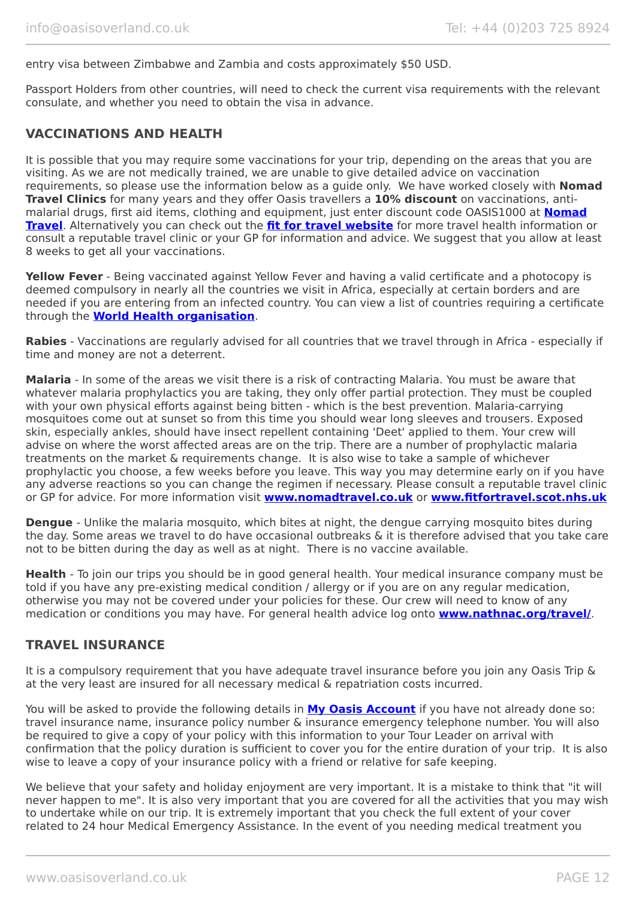entry visa between Zimbabwe and Zambia and costs approximately $50 USD.

Passport Holders from other countries, will need to check the current visa requirements with the relevant consulate, and whether you need to obtain the visa in advance.

## VACCINATIONS AND HEALTH

It is possible that you may require some vaccinations for your trip, depending on the areas that you are visiting. As we are not medically trained, we are unable to give detailed advice on vaccination requirements, so please use the information below as a guide only. We have worked closely with **Nomad Travel Clinics** for many years and they offer Oasis travellers a **10% discount** on vaccinations, anti-malarial drugs, first aid items, clothing and equipment, just enter discount code OASIS1000 at **Nomad Travel**. Alternatively you can check out the **fit for travel website** for more travel health information or consult a reputable travel clinic or your GP for information and advice. We suggest that you allow at least 8 weeks to get all your vaccinations.

**Yellow Fever** - Being vaccinated against Yellow Fever and having a valid certificate and a photocopy is deemed compulsory in nearly all the countries we visit in Africa, especially at certain borders and are needed if you are entering from an infected country. You can view a list of countries requiring a certificate through the **World Health organisation**.

**Rabies** - Vaccinations are regularly advised for all countries that we travel through in Africa - especially if time and money are not a deterrent.

**Malaria** - In some of the areas we visit there is a risk of contracting Malaria. You must be aware that whatever malaria prophylactics you are taking, they only offer partial protection. They must be coupled with your own physical efforts against being bitten - which is the best prevention. Malaria-carrying mosquitoes come out at sunset so from this time you should wear long sleeves and trousers. Exposed skin, especially ankles, should have insect repellent containing 'Deet' applied to them. Your crew will advise on where the worst affected areas are on the trip. There are a number of prophylactic malaria treatments on the market & requirements change. It is also wise to take a sample of whichever prophylactic you choose, a few weeks before you leave. This way you may determine early on if you have any adverse reactions so you can change the regimen if necessary. Please consult a reputable travel clinic or GP for advice. For more information visit **www.nomadtravel.co.uk** or **www.fitfortravel.scot.nhs.uk**

**Dengue** - Unlike the malaria mosquito, which bites at night, the dengue carrying mosquito bites during the day. Some areas we travel to do have occasional outbreaks & it is therefore advised that you take care not to be bitten during the day as well as at night. There is no vaccine available.

**Health** - To join our trips you should be in good general health. Your medical insurance company must be told if you have any pre-existing medical condition / allergy or if you are on any regular medication, otherwise you may not be covered under your policies for these. Our crew will need to know of any medication or conditions you may have. For general health advice log onto **www.nathnac.org/travel/**.

## TRAVEL INSURANCE

It is a compulsory requirement that you have adequate travel insurance before you join any Oasis Trip & at the very least are insured for all necessary medical & repatriation costs incurred.

You will be asked to provide the following details in **My Oasis Account** if you have not already done so: travel insurance name, insurance policy number & insurance emergency telephone number. You will also be required to give a copy of your policy with this information to your Tour Leader on arrival with confirmation that the policy duration is sufficient to cover you for the entire duration of your trip. It is also wise to leave a copy of your insurance policy with a friend or relative for safe keeping.

We believe that your safety and holiday enjoyment are very important. It is a mistake to think that "it will never happen to me". It is also very important that you are covered for all the activities that you may wish to undertake while on our trip. It is extremely important that you check the full extent of your cover related to 24 hour Medical Emergency Assistance. In the event of you needing medical treatment you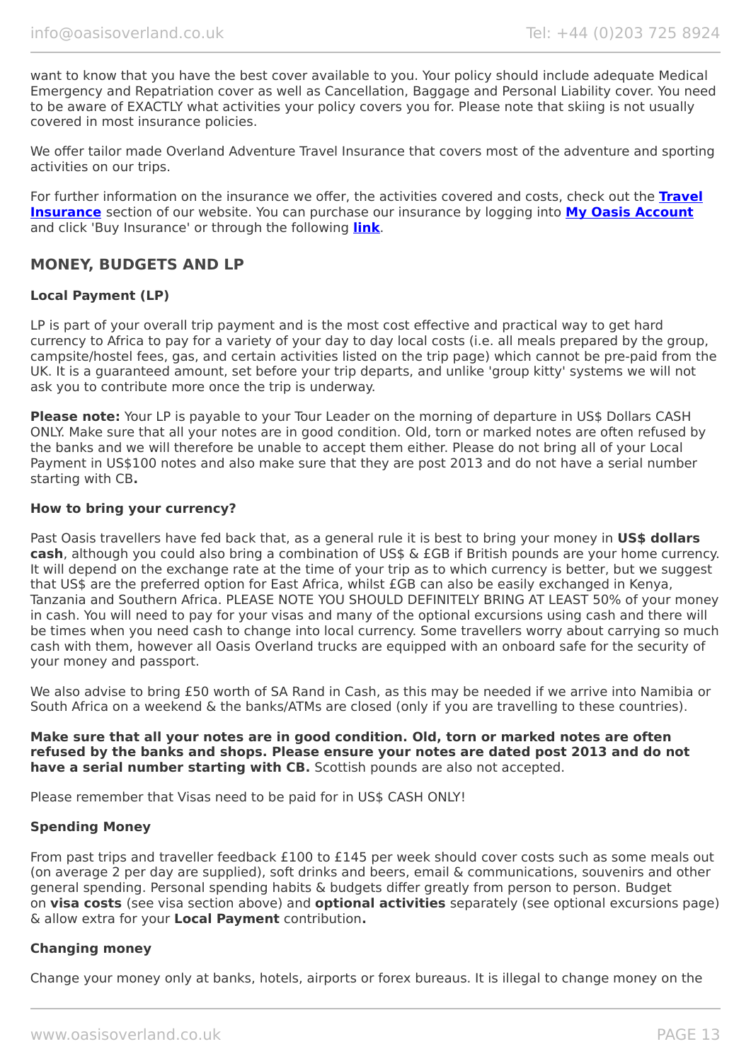want to know that you have the best cover available to you. Your policy should include adequate Medical Emergency and Repatriation cover as well as Cancellation, Baggage and Personal Liability cover. You need to be aware of EXACTLY what activities your policy covers you for. Please note that skiing is not usually covered in most insurance policies.

We offer tailor made Overland Adventure Travel Insurance that covers most of the adventure and sporting activities on our trips.

For further information on the insurance we offer, the activities covered and costs, check out the **Travel Insurance** section of our website. You can purchase our insurance by logging into **My Oasis Account** and click 'Buy Insurance' or through the following **link**.

## MONEY, BUDGETS AND LP

### Local Payment (LP)

LP is part of your overall trip payment and is the most cost effective and practical way to get hard currency to Africa to pay for a variety of your day to day local costs (i.e. all meals prepared by the group, campsite/hostel fees, gas, and certain activities listed on the trip page) which cannot be pre-paid from the UK. It is a guaranteed amount, set before your trip departs, and unlike 'group kitty' systems we will not ask you to contribute more once the trip is underway.

**Please note:** Your LP is payable to your Tour Leader on the morning of departure in US$ Dollars CASH ONLY. Make sure that all your notes are in good condition. Old, torn or marked notes are often refused by the banks and we will therefore be unable to accept them either. Please do not bring all of your Local Payment in US$100 notes and also make sure that they are post 2013 and do not have a serial number starting with CB**.**

### How to bring your currency?

Past Oasis travellers have fed back that, as a general rule it is best to bring your money in **US$ dollars cash**, although you could also bring a combination of US$ & £GB if British pounds are your home currency. It will depend on the exchange rate at the time of your trip as to which currency is better, but we suggest that US$ are the preferred option for East Africa, whilst £GB can also be easily exchanged in Kenya, Tanzania and Southern Africa. PLEASE NOTE YOU SHOULD DEFINITELY BRING AT LEAST 50% of your money in cash. You will need to pay for your visas and many of the optional excursions using cash and there will be times when you need cash to change into local currency. Some travellers worry about carrying so much cash with them, however all Oasis Overland trucks are equipped with an onboard safe for the security of your money and passport.

We also advise to bring £50 worth of SA Rand in Cash, as this may be needed if we arrive into Namibia or South Africa on a weekend & the banks/ATMs are closed (only if you are travelling to these countries).

**Make sure that all your notes are in good condition. Old, torn or marked notes are often refused by the banks and shops. Please ensure your notes are dated post 2013 and do not have a serial number starting with CB.** Scottish pounds are also not accepted.

Please remember that Visas need to be paid for in US$ CASH ONLY!

### Spending Money

From past trips and traveller feedback £100 to £145 per week should cover costs such as some meals out (on average 2 per day are supplied), soft drinks and beers, email & communications, souvenirs and other general spending. Personal spending habits & budgets differ greatly from person to person. Budget on **visa costs** (see visa section above) and **optional activities** separately (see optional excursions page) & allow extra for your **Local Payment** contribution**.**

### Changing money

Change your money only at banks, hotels, airports or forex bureaus. It is illegal to change money on the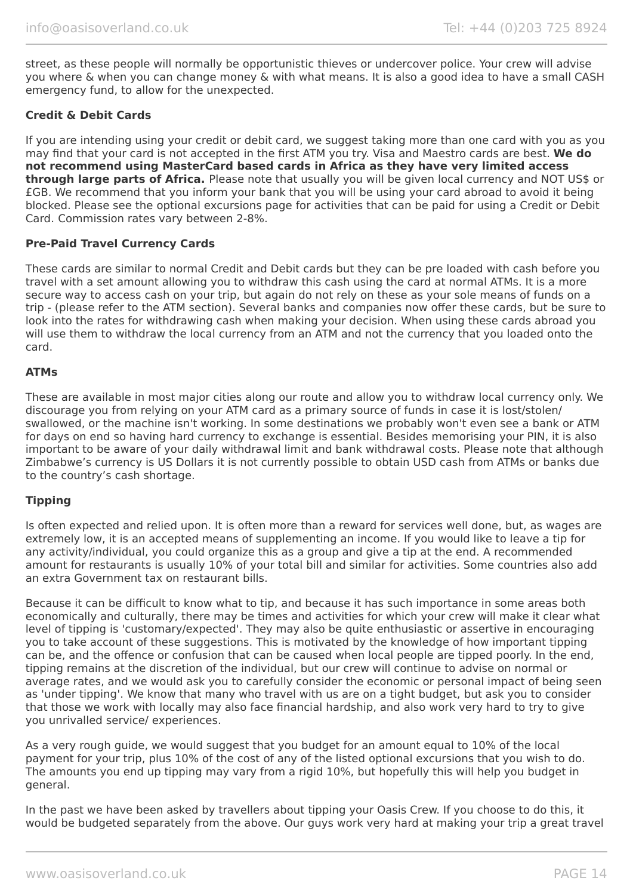street, as these people will normally be opportunistic thieves or undercover police. Your crew will advise you where & when you can change money & with what means. It is also a good idea to have a small CASH emergency fund, to allow for the unexpected.

**Credit & Debit Cards**

If you are intending using your credit or debit card, we suggest taking more than one card with you as you may find that your card is not accepted in the first ATM you try. Visa and Maestro cards are best. **We do not recommend using MasterCard based cards in Africa as they have very limited access through large parts of Africa.** Please note that usually you will be given local currency and NOT US$ or £GB. We recommend that you inform your bank that you will be using your card abroad to avoid it being blocked. Please see the optional excursions page for activities that can be paid for using a Credit or Debit Card. Commission rates vary between 2-8%.

**Pre-Paid Travel Currency Cards**

These cards are similar to normal Credit and Debit cards but they can be pre loaded with cash before you travel with a set amount allowing you to withdraw this cash using the card at normal ATMs. It is a more secure way to access cash on your trip, but again do not rely on these as your sole means of funds on a trip - (please refer to the ATM section). Several banks and companies now offer these cards, but be sure to look into the rates for withdrawing cash when making your decision. When using these cards abroad you will use them to withdraw the local currency from an ATM and not the currency that you loaded onto the card.

**ATMs**

These are available in most major cities along our route and allow you to withdraw local currency only. We discourage you from relying on your ATM card as a primary source of funds in case it is lost/stolen/ swallowed, or the machine isn't working. In some destinations we probably won't even see a bank or ATM for days on end so having hard currency to exchange is essential. Besides memorising your PIN, it is also important to be aware of your daily withdrawal limit and bank withdrawal costs. Please note that although Zimbabwe's currency is US Dollars it is not currently possible to obtain USD cash from ATMs or banks due to the country's cash shortage.

**Tipping**

Is often expected and relied upon. It is often more than a reward for services well done, but, as wages are extremely low, it is an accepted means of supplementing an income. If you would like to leave a tip for any activity/individual, you could organize this as a group and give a tip at the end. A recommended amount for restaurants is usually 10% of your total bill and similar for activities. Some countries also add an extra Government tax on restaurant bills.

Because it can be difficult to know what to tip, and because it has such importance in some areas both economically and culturally, there may be times and activities for which your crew will make it clear what level of tipping is 'customary/expected'. They may also be quite enthusiastic or assertive in encouraging you to take account of these suggestions. This is motivated by the knowledge of how important tipping can be, and the offence or confusion that can be caused when local people are tipped poorly. In the end, tipping remains at the discretion of the individual, but our crew will continue to advise on normal or average rates, and we would ask you to carefully consider the economic or personal impact of being seen as 'under tipping'. We know that many who travel with us are on a tight budget, but ask you to consider that those we work with locally may also face financial hardship, and also work very hard to try to give you unrivalled service/ experiences.

As a very rough guide, we would suggest that you budget for an amount equal to 10% of the local payment for your trip, plus 10% of the cost of any of the listed optional excursions that you wish to do. The amounts you end up tipping may vary from a rigid 10%, but hopefully this will help you budget in general.

In the past we have been asked by travellers about tipping your Oasis Crew. If you choose to do this, it would be budgeted separately from the above. Our guys work very hard at making your trip a great travel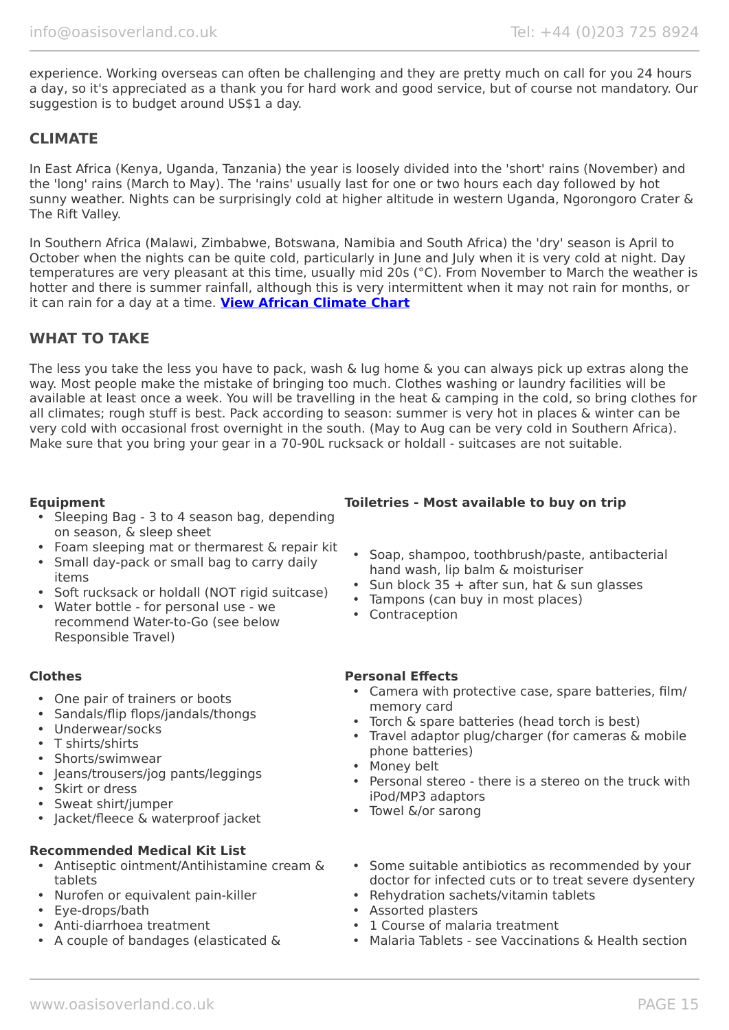experience. Working overseas can often be challenging and they are pretty much on call for you 24 hours a day, so it's appreciated as a thank you for hard work and good service, but of course not mandatory. Our suggestion is to budget around US$1 a day.

## CLIMATE

In East Africa (Kenya, Uganda, Tanzania) the year is loosely divided into the 'short' rains (November) and the 'long' rains (March to May). The 'rains' usually last for one or two hours each day followed by hot sunny weather. Nights can be surprisingly cold at higher altitude in western Uganda, Ngorongoro Crater & The Rift Valley.

In Southern Africa (Malawi, Zimbabwe, Botswana, Namibia and South Africa) the 'dry' season is April to October when the nights can be quite cold, particularly in June and July when it is very cold at night. Day temperatures are very pleasant at this time, usually mid 20s (°C). From November to March the weather is hotter and there is summer rainfall, although this is very intermittent when it may not rain for months, or it can rain for a day at a time. **View African Climate Chart**

## WHAT TO TAKE

The less you take the less you have to pack, wash & lug home & you can always pick up extras along the way. Most people make the mistake of bringing too much. Clothes washing or laundry facilities will be available at least once a week. You will be travelling in the heat & camping in the cold, so bring clothes for all climates; rough stuff is best. Pack according to season: summer is very hot in places & winter can be very cold with occasional frost overnight in the south. (May to Aug can be very cold in Southern Africa). Make sure that you bring your gear in a 70-90L rucksack or holdall - suitcases are not suitable.

**Equipment**

- Sleeping Bag - 3 to 4 season bag, depending on season, & sleep sheet
- Foam sleeping mat or thermarest & repair kit
- Small day-pack or small bag to carry daily items
- Soft rucksack or holdall (NOT rigid suitcase)
- Water bottle - for personal use - we recommend Water-to-Go (see below Responsible Travel)

**Toiletries - Most available to buy on trip**

- Soap, shampoo, toothbrush/paste, antibacterial hand wash, lip balm & moisturiser
- Sun block 35 + after sun, hat & sun glasses
- Tampons (can buy in most places)
- Contraception

**Clothes**

- One pair of trainers or boots
- Sandals/flip flops/jandals/thongs
- Underwear/socks
- T shirts/shirts
- Shorts/swimwear
- Jeans/trousers/jog pants/leggings
- Skirt or dress
- Sweat shirt/jumper
- Jacket/fleece & waterproof jacket

**Personal Effects**

- Camera with protective case, spare batteries, film/ memory card
- Torch & spare batteries (head torch is best)
- Travel adaptor plug/charger (for cameras & mobile phone batteries)
- Money belt
- Personal stereo - there is a stereo on the truck with iPod/MP3 adaptors
- Towel &/or sarong

**Recommended Medical Kit List**

- Antiseptic ointment/Antihistamine cream & tablets
- Nurofen or equivalent pain-killer
- Eye-drops/bath
- Anti-diarrhoea treatment
- A couple of bandages (elasticated &
- Some suitable antibiotics as recommended by your doctor for infected cuts or to treat severe dysentery
- Rehydration sachets/vitamin tablets
- Assorted plasters
- 1 Course of malaria treatment
- Malaria Tablets - see Vaccinations & Health section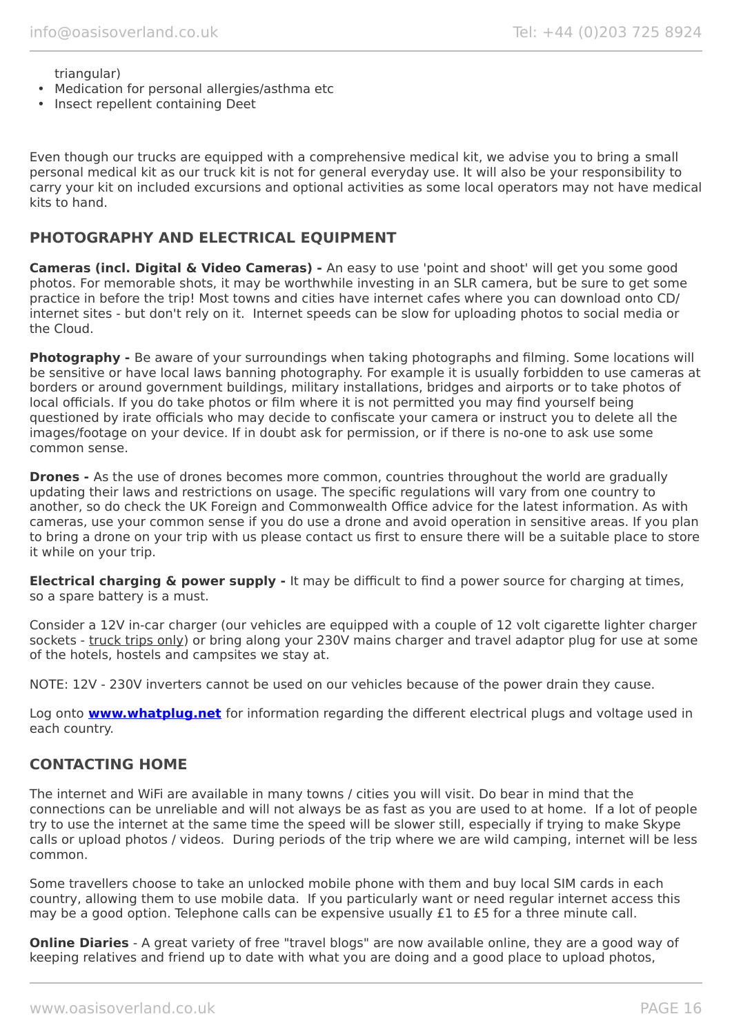triangular)

- Medication for personal allergies/asthma etc
- Insect repellent containing Deet

Even though our trucks are equipped with a comprehensive medical kit, we advise you to bring a small personal medical kit as our truck kit is not for general everyday use. It will also be your responsibility to carry your kit on included excursions and optional activities as some local operators may not have medical kits to hand.

## PHOTOGRAPHY AND ELECTRICAL EQUIPMENT

**Cameras (incl. Digital & Video Cameras) -** An easy to use 'point and shoot' will get you some good photos. For memorable shots, it may be worthwhile investing in an SLR camera, but be sure to get some practice in before the trip! Most towns and cities have internet cafes where you can download onto CD/ internet sites - but don't rely on it. Internet speeds can be slow for uploading photos to social media or the Cloud.

**Photography -** Be aware of your surroundings when taking photographs and filming. Some locations will be sensitive or have local laws banning photography. For example it is usually forbidden to use cameras at borders or around government buildings, military installations, bridges and airports or to take photos of local officials. If you do take photos or film where it is not permitted you may find yourself being questioned by irate officials who may decide to confiscate your camera or instruct you to delete all the images/footage on your device. If in doubt ask for permission, or if there is no-one to ask use some common sense.

**Drones -** As the use of drones becomes more common, countries throughout the world are gradually updating their laws and restrictions on usage. The specific regulations will vary from one country to another, so do check the UK Foreign and Commonwealth Office advice for the latest information. As with cameras, use your common sense if you do use a drone and avoid operation in sensitive areas. If you plan to bring a drone on your trip with us please contact us first to ensure there will be a suitable place to store it while on your trip.

**Electrical charging & power supply -** It may be difficult to find a power source for charging at times, so a spare battery is a must.

Consider a 12V in-car charger (our vehicles are equipped with a couple of 12 volt cigarette lighter charger sockets - truck trips only) or bring along your 230V mains charger and travel adaptor plug for use at some of the hotels, hostels and campsites we stay at.

NOTE: 12V - 230V inverters cannot be used on our vehicles because of the power drain they cause.

Log onto **www.whatplug.net** for information regarding the different electrical plugs and voltage used in each country.

## CONTACTING HOME

The internet and WiFi are available in many towns / cities you will visit. Do bear in mind that the connections can be unreliable and will not always be as fast as you are used to at home. If a lot of people try to use the internet at the same time the speed will be slower still, especially if trying to make Skype calls or upload photos / videos. During periods of the trip where we are wild camping, internet will be less common.

Some travellers choose to take an unlocked mobile phone with them and buy local SIM cards in each country, allowing them to use mobile data. If you particularly want or need regular internet access this may be a good option. Telephone calls can be expensive usually £1 to £5 for a three minute call.

**Online Diaries** - A great variety of free "travel blogs" are now available online, they are a good way of keeping relatives and friend up to date with what you are doing and a good place to upload photos,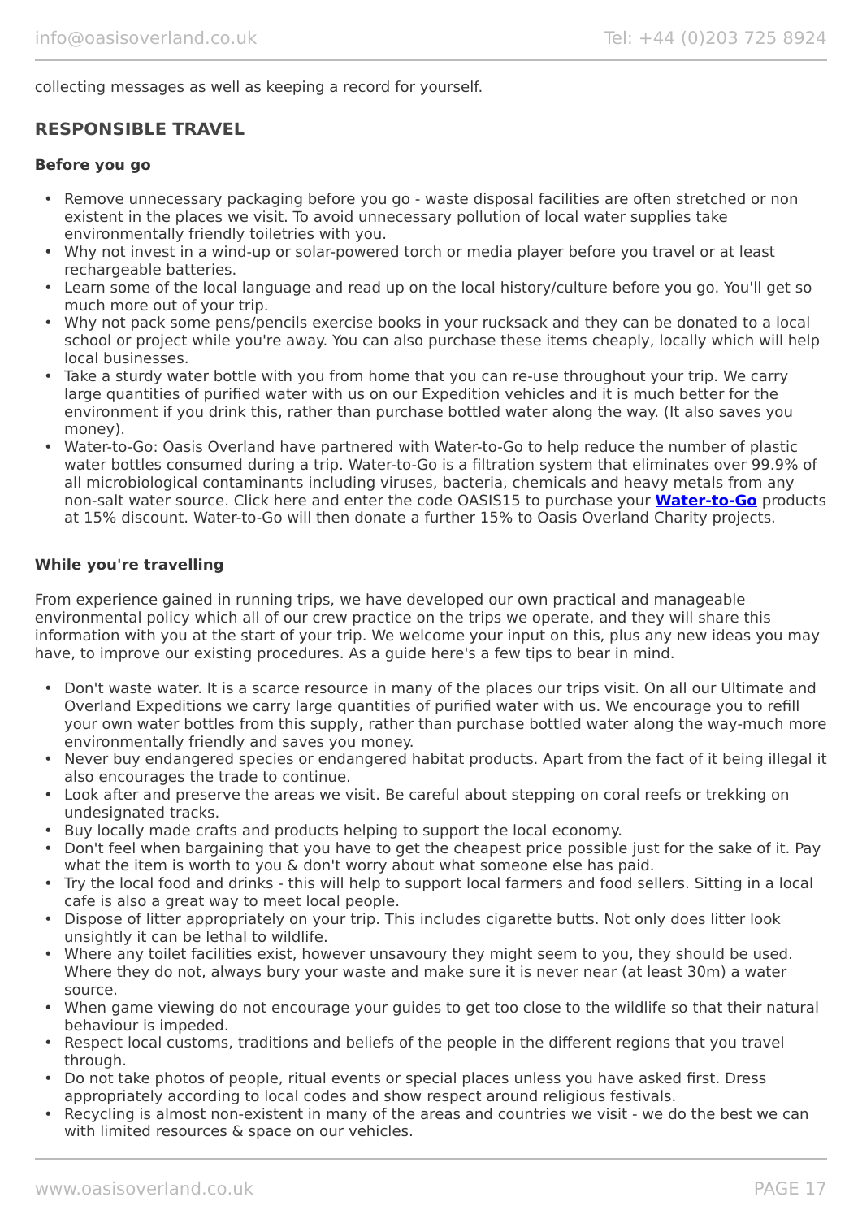collecting messages as well as keeping a record for yourself.

## RESPONSIBLE TRAVEL

### Before you go

- Remove unnecessary packaging before you go - waste disposal facilities are often stretched or non existent in the places we visit. To avoid unnecessary pollution of local water supplies take environmentally friendly toiletries with you.
- Why not invest in a wind-up or solar-powered torch or media player before you travel or at least rechargeable batteries.
- Learn some of the local language and read up on the local history/culture before you go. You'll get so much more out of your trip.
- Why not pack some pens/pencils exercise books in your rucksack and they can be donated to a local school or project while you're away. You can also purchase these items cheaply, locally which will help local businesses.
- Take a sturdy water bottle with you from home that you can re-use throughout your trip. We carry large quantities of purified water with us on our Expedition vehicles and it is much better for the environment if you drink this, rather than purchase bottled water along the way. (It also saves you money).
- Water-to-Go: Oasis Overland have partnered with Water-to-Go to help reduce the number of plastic water bottles consumed during a trip. Water-to-Go is a filtration system that eliminates over 99.9% of all microbiological contaminants including viruses, bacteria, chemicals and heavy metals from any non-salt water source. Click here and enter the code OASIS15 to purchase your **Water-to-Go** products at 15% discount. Water-to-Go will then donate a further 15% to Oasis Overland Charity projects.

### While you're travelling

From experience gained in running trips, we have developed our own practical and manageable environmental policy which all of our crew practice on the trips we operate, and they will share this information with you at the start of your trip. We welcome your input on this, plus any new ideas you may have, to improve our existing procedures. As a guide here's a few tips to bear in mind.

- Don't waste water. It is a scarce resource in many of the places our trips visit. On all our Ultimate and Overland Expeditions we carry large quantities of purified water with us. We encourage you to refill your own water bottles from this supply, rather than purchase bottled water along the way-much more environmentally friendly and saves you money.
- Never buy endangered species or endangered habitat products. Apart from the fact of it being illegal it also encourages the trade to continue.
- Look after and preserve the areas we visit. Be careful about stepping on coral reefs or trekking on undesignated tracks.
- Buy locally made crafts and products helping to support the local economy.
- Don't feel when bargaining that you have to get the cheapest price possible just for the sake of it. Pay what the item is worth to you & don't worry about what someone else has paid.
- Try the local food and drinks - this will help to support local farmers and food sellers. Sitting in a local cafe is also a great way to meet local people.
- Dispose of litter appropriately on your trip. This includes cigarette butts. Not only does litter look unsightly it can be lethal to wildlife.
- Where any toilet facilities exist, however unsavoury they might seem to you, they should be used. Where they do not, always bury your waste and make sure it is never near (at least 30m) a water source.
- When game viewing do not encourage your guides to get too close to the wildlife so that their natural behaviour is impeded.
- Respect local customs, traditions and beliefs of the people in the different regions that you travel through.
- Do not take photos of people, ritual events or special places unless you have asked first. Dress appropriately according to local codes and show respect around religious festivals.
- Recycling is almost non-existent in many of the areas and countries we visit - we do the best we can with limited resources & space on our vehicles.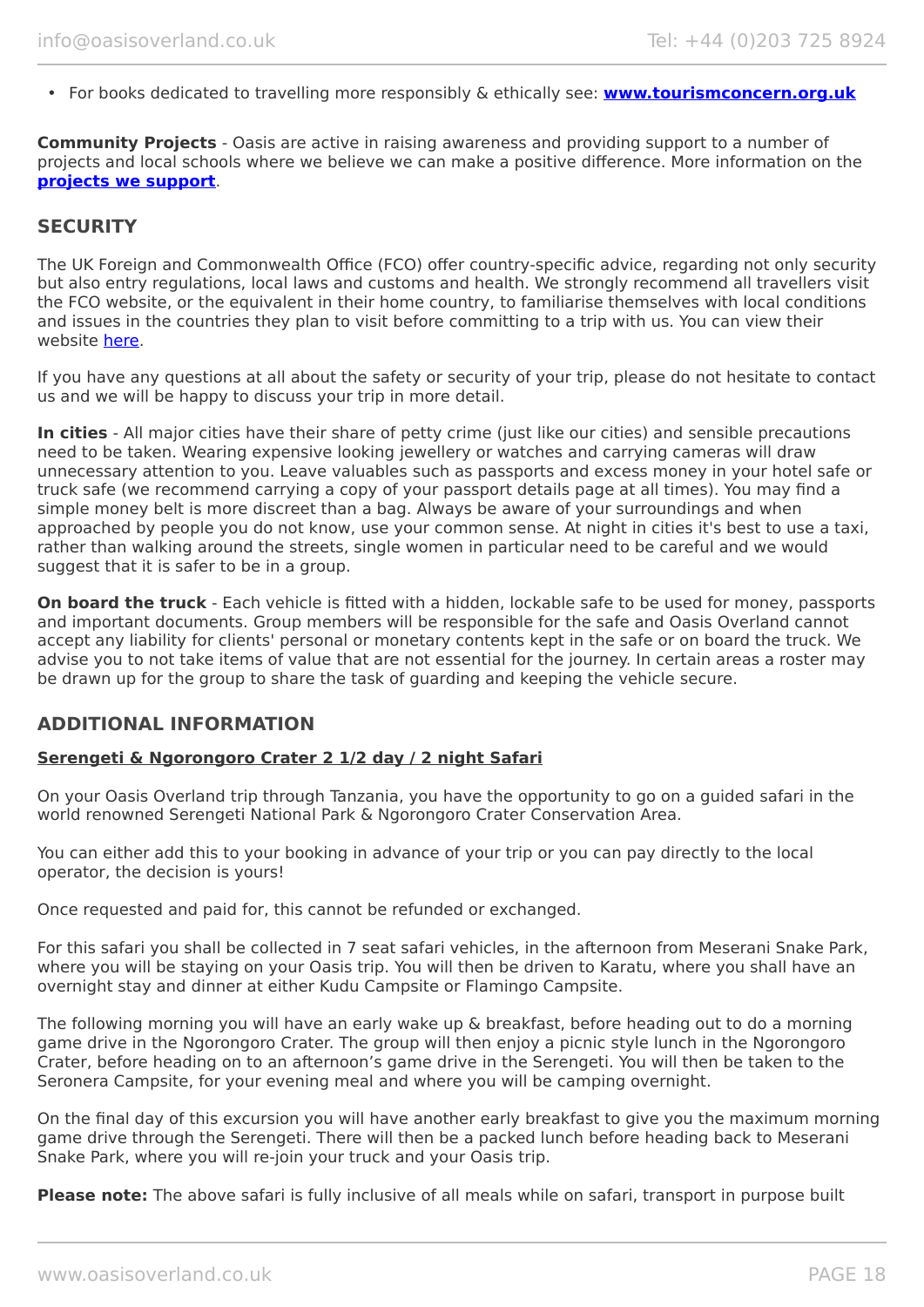- For books dedicated to travelling more responsibly & ethically see: **[www.tourismconcern.org.uk](www.tourismconcern.org.uk)**

**Community Projects** - Oasis are active in raising awareness and providing support to a number of projects and local schools where we believe we can make a positive difference. More information on the **projects we support**.

## SECURITY

The UK Foreign and Commonwealth Office (FCO) offer country-specific advice, regarding not only security but also entry regulations, local laws and customs and health. We strongly recommend all travellers visit the FCO website, or the equivalent in their home country, to familiarise themselves with local conditions and issues in the countries they plan to visit before committing to a trip with us. You can view their website here.

If you have any questions at all about the safety or security of your trip, please do not hesitate to contact us and we will be happy to discuss your trip in more detail.

**In cities** - All major cities have their share of petty crime (just like our cities) and sensible precautions need to be taken. Wearing expensive looking jewellery or watches and carrying cameras will draw unnecessary attention to you. Leave valuables such as passports and excess money in your hotel safe or truck safe (we recommend carrying a copy of your passport details page at all times). You may find a simple money belt is more discreet than a bag. Always be aware of your surroundings and when approached by people you do not know, use your common sense. At night in cities it's best to use a taxi, rather than walking around the streets, single women in particular need to be careful and we would suggest that it is safer to be in a group.

**On board the truck** - Each vehicle is fitted with a hidden, lockable safe to be used for money, passports and important documents. Group members will be responsible for the safe and Oasis Overland cannot accept any liability for clients' personal or monetary contents kept in the safe or on board the truck. We advise you to not take items of value that are not essential for the journey. In certain areas a roster may be drawn up for the group to share the task of guarding and keeping the vehicle secure.

## ADDITIONAL INFORMATION

**Serengeti & Ngorongoro Crater 2 1/2 day / 2 night Safari**

On your Oasis Overland trip through Tanzania, you have the opportunity to go on a guided safari in the world renowned Serengeti National Park & Ngorongoro Crater Conservation Area.

You can either add this to your booking in advance of your trip or you can pay directly to the local operator, the decision is yours!

Once requested and paid for, this cannot be refunded or exchanged.

For this safari you shall be collected in 7 seat safari vehicles, in the afternoon from Meserani Snake Park, where you will be staying on your Oasis trip. You will then be driven to Karatu, where you shall have an overnight stay and dinner at either Kudu Campsite or Flamingo Campsite.

The following morning you will have an early wake up & breakfast, before heading out to do a morning game drive in the Ngorongoro Crater. The group will then enjoy a picnic style lunch in the Ngorongoro Crater, before heading on to an afternoon's game drive in the Serengeti. You will then be taken to the Seronera Campsite, for your evening meal and where you will be camping overnight.

On the final day of this excursion you will have another early breakfast to give you the maximum morning game drive through the Serengeti. There will then be a packed lunch before heading back to Meserani Snake Park, where you will re-join your truck and your Oasis trip.

**Please note:** The above safari is fully inclusive of all meals while on safari, transport in purpose built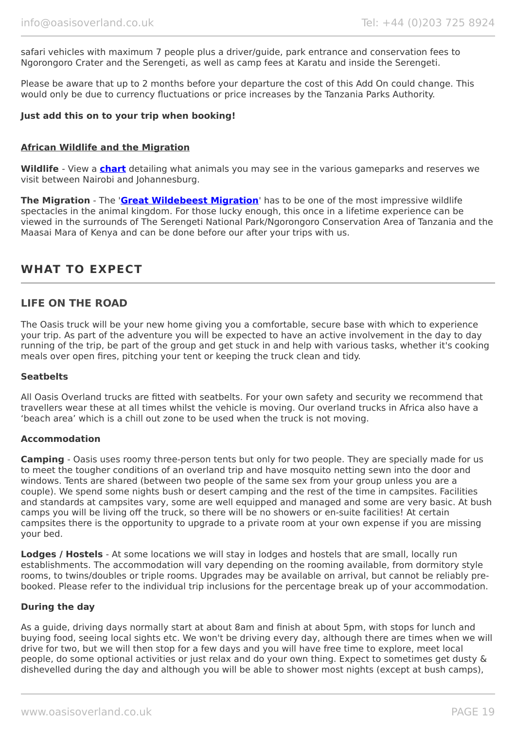safari vehicles with maximum 7 people plus a driver/guide, park entrance and conservation fees to Ngorongoro Crater and the Serengeti, as well as camp fees at Karatu and inside the Serengeti.

Please be aware that up to 2 months before your departure the cost of this Add On could change. This would only be due to currency fluctuations or price increases by the Tanzania Parks Authority.

**Just add this on to your trip when booking!**

**African Wildlife and the Migration**

**Wildlife** - View a **chart** detailing what animals you may see in the various gameparks and reserves we visit between Nairobi and Johannesburg.

**The Migration** - The '**Great Wildebeest Migration**' has to be one of the most impressive wildlife spectacles in the animal kingdom. For those lucky enough, this once in a lifetime experience can be viewed in the surrounds of The Serengeti National Park/Ngorongoro Conservation Area of Tanzania and the Maasai Mara of Kenya and can be done before our after your trips with us.

## WHAT TO EXPECT

### LIFE ON THE ROAD

The Oasis truck will be your new home giving you a comfortable, secure base with which to experience your trip. As part of the adventure you will be expected to have an active involvement in the day to day running of the trip, be part of the group and get stuck in and help with various tasks, whether it's cooking meals over open fires, pitching your tent or keeping the truck clean and tidy.

#### Seatbelts

All Oasis Overland trucks are fitted with seatbelts. For your own safety and security we recommend that travellers wear these at all times whilst the vehicle is moving. Our overland trucks in Africa also have a 'beach area' which is a chill out zone to be used when the truck is not moving.

#### Accommodation

**Camping** - Oasis uses roomy three-person tents but only for two people. They are specially made for us to meet the tougher conditions of an overland trip and have mosquito netting sewn into the door and windows. Tents are shared (between two people of the same sex from your group unless you are a couple). We spend some nights bush or desert camping and the rest of the time in campsites. Facilities and standards at campsites vary, some are well equipped and managed and some are very basic. At bush camps you will be living off the truck, so there will be no showers or en-suite facilities! At certain campsites there is the opportunity to upgrade to a private room at your own expense if you are missing your bed.

**Lodges / Hostels** - At some locations we will stay in lodges and hostels that are small, locally run establishments. The accommodation will vary depending on the rooming available, from dormitory style rooms, to twins/doubles or triple rooms. Upgrades may be available on arrival, but cannot be reliably pre-booked. Please refer to the individual trip inclusions for the percentage break up of your accommodation.

#### During the day

As a guide, driving days normally start at about 8am and finish at about 5pm, with stops for lunch and buying food, seeing local sights etc. We won't be driving every day, although there are times when we will drive for two, but we will then stop for a few days and you will have free time to explore, meet local people, do some optional activities or just relax and do your own thing. Expect to sometimes get dusty & dishevelled during the day and although you will be able to shower most nights (except at bush camps),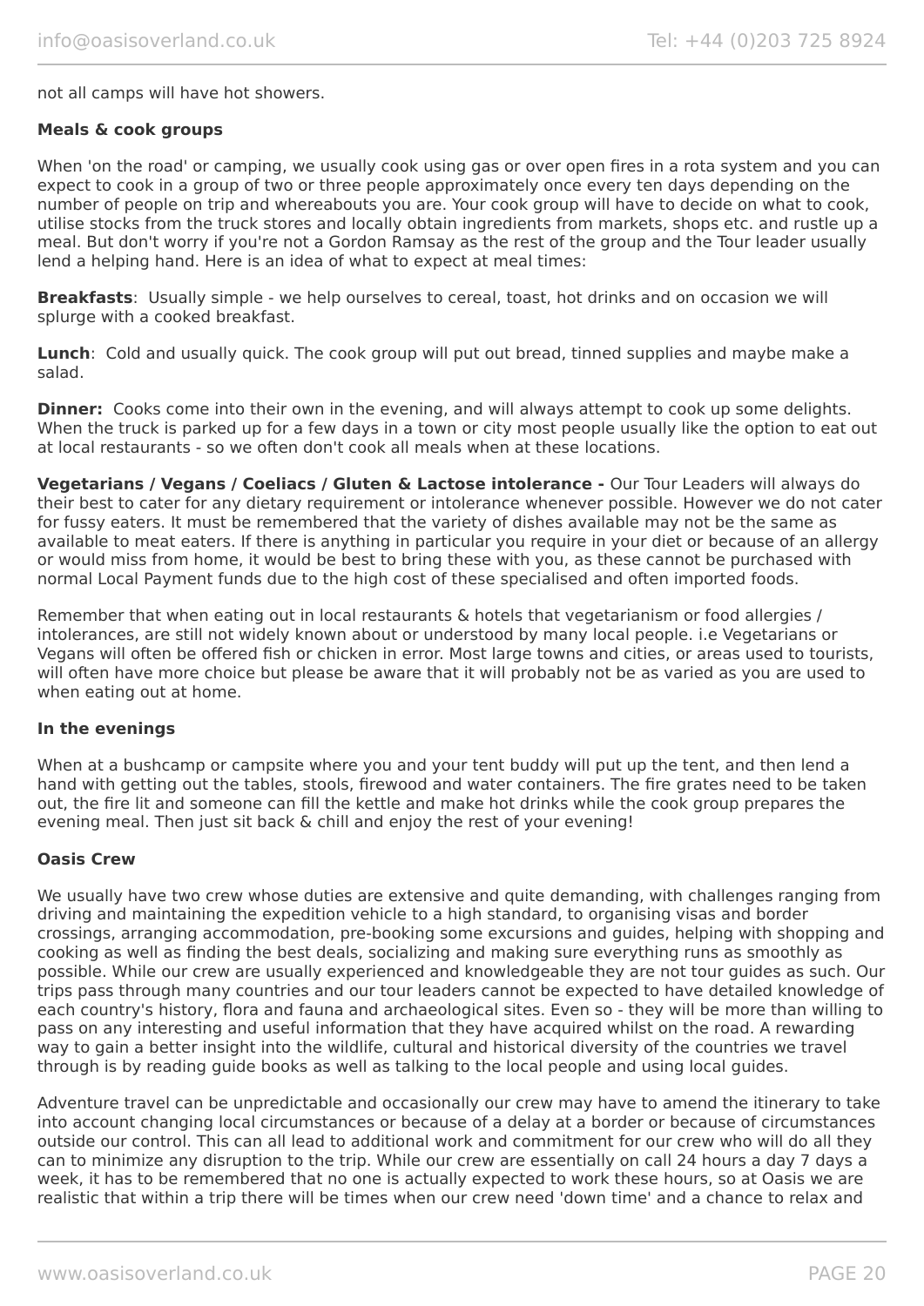not all camps will have hot showers.

**Meals & cook groups**

When 'on the road' or camping, we usually cook using gas or over open fires in a rota system and you can expect to cook in a group of two or three people approximately once every ten days depending on the number of people on trip and whereabouts you are. Your cook group will have to decide on what to cook, utilise stocks from the truck stores and locally obtain ingredients from markets, shops etc. and rustle up a meal. But don't worry if you're not a Gordon Ramsay as the rest of the group and the Tour leader usually lend a helping hand. Here is an idea of what to expect at meal times:

**Breakfasts**: Usually simple - we help ourselves to cereal, toast, hot drinks and on occasion we will splurge with a cooked breakfast.

**Lunch**: Cold and usually quick. The cook group will put out bread, tinned supplies and maybe make a salad.

**Dinner:** Cooks come into their own in the evening, and will always attempt to cook up some delights. When the truck is parked up for a few days in a town or city most people usually like the option to eat out at local restaurants - so we often don't cook all meals when at these locations.

**Vegetarians / Vegans / Coeliacs / Gluten & Lactose intolerance -** Our Tour Leaders will always do their best to cater for any dietary requirement or intolerance whenever possible. However we do not cater for fussy eaters. It must be remembered that the variety of dishes available may not be the same as available to meat eaters. If there is anything in particular you require in your diet or because of an allergy or would miss from home, it would be best to bring these with you, as these cannot be purchased with normal Local Payment funds due to the high cost of these specialised and often imported foods.

Remember that when eating out in local restaurants & hotels that vegetarianism or food allergies / intolerances, are still not widely known about or understood by many local people. i.e Vegetarians or Vegans will often be offered fish or chicken in error. Most large towns and cities, or areas used to tourists, will often have more choice but please be aware that it will probably not be as varied as you are used to when eating out at home.

**In the evenings**

When at a bushcamp or campsite where you and your tent buddy will put up the tent, and then lend a hand with getting out the tables, stools, firewood and water containers. The fire grates need to be taken out, the fire lit and someone can fill the kettle and make hot drinks while the cook group prepares the evening meal. Then just sit back & chill and enjoy the rest of your evening!

**Oasis Crew**

We usually have two crew whose duties are extensive and quite demanding, with challenges ranging from driving and maintaining the expedition vehicle to a high standard, to organising visas and border crossings, arranging accommodation, pre-booking some excursions and guides, helping with shopping and cooking as well as finding the best deals, socializing and making sure everything runs as smoothly as possible. While our crew are usually experienced and knowledgeable they are not tour guides as such. Our trips pass through many countries and our tour leaders cannot be expected to have detailed knowledge of each country's history, flora and fauna and archaeological sites. Even so - they will be more than willing to pass on any interesting and useful information that they have acquired whilst on the road. A rewarding way to gain a better insight into the wildlife, cultural and historical diversity of the countries we travel through is by reading guide books as well as talking to the local people and using local guides.

Adventure travel can be unpredictable and occasionally our crew may have to amend the itinerary to take into account changing local circumstances or because of a delay at a border or because of circumstances outside our control. This can all lead to additional work and commitment for our crew who will do all they can to minimize any disruption to the trip. While our crew are essentially on call 24 hours a day 7 days a week, it has to be remembered that no one is actually expected to work these hours, so at Oasis we are realistic that within a trip there will be times when our crew need 'down time' and a chance to relax and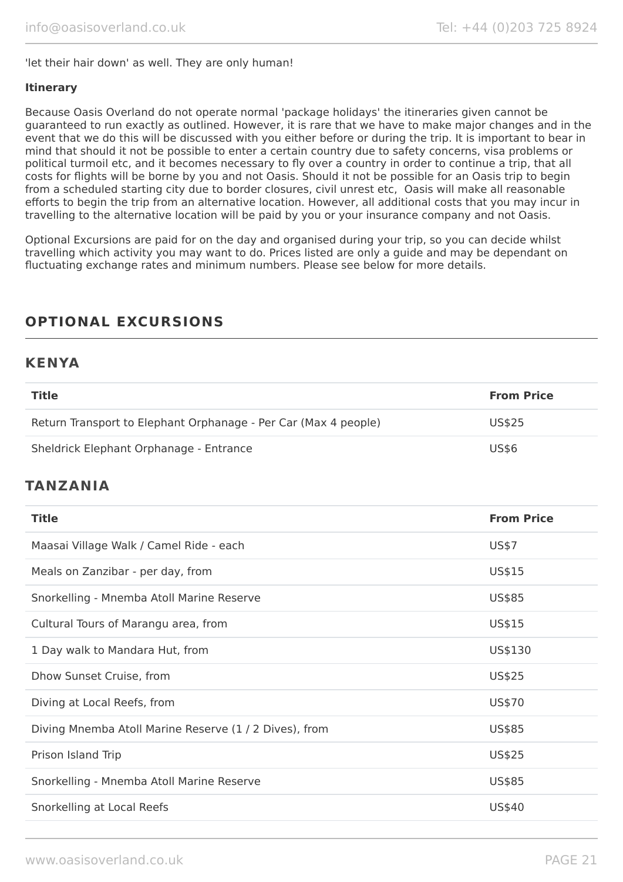'let their hair down' as well. They are only human!

**Itinerary**

Because Oasis Overland do not operate normal 'package holidays' the itineraries given cannot be guaranteed to run exactly as outlined. However, it is rare that we have to make major changes and in the event that we do this will be discussed with you either before or during the trip. It is important to bear in mind that should it not be possible to enter a certain country due to safety concerns, visa problems or political turmoil etc, and it becomes necessary to fly over a country in order to continue a trip, that all costs for flights will be borne by you and not Oasis. Should it not be possible for an Oasis trip to begin from a scheduled starting city due to border closures, civil unrest etc, Oasis will make all reasonable efforts to begin the trip from an alternative location. However, all additional costs that you may incur in travelling to the alternative location will be paid by you or your insurance company and not Oasis.

Optional Excursions are paid for on the day and organised during your trip, so you can decide whilst travelling which activity you may want to do. Prices listed are only a guide and may be dependant on fluctuating exchange rates and minimum numbers. Please see below for more details.

## OPTIONAL EXCURSIONS

### KENYA

| Title | From Price |
| --- | --- |
| Return Transport to Elephant Orphanage - Per Car (Max 4 people) | US$25 |
| Sheldrick Elephant Orphanage - Entrance | US$6 |

### TANZANIA

| Title | From Price |
| --- | --- |
| Maasai Village Walk / Camel Ride - each | US$7 |
| Meals on Zanzibar - per day, from | US$15 |
| Snorkelling - Mnemba Atoll Marine Reserve | US$85 |
| Cultural Tours of Marangu area, from | US$15 |
| 1 Day walk to Mandara Hut, from | US$130 |
| Dhow Sunset Cruise, from | US$25 |
| Diving at Local Reefs, from | US$70 |
| Diving Mnemba Atoll Marine Reserve (1 / 2 Dives), from | US$85 |
| Prison Island Trip | US$25 |
| Snorkelling - Mnemba Atoll Marine Reserve | US$85 |
| Snorkelling at Local Reefs | US$40 |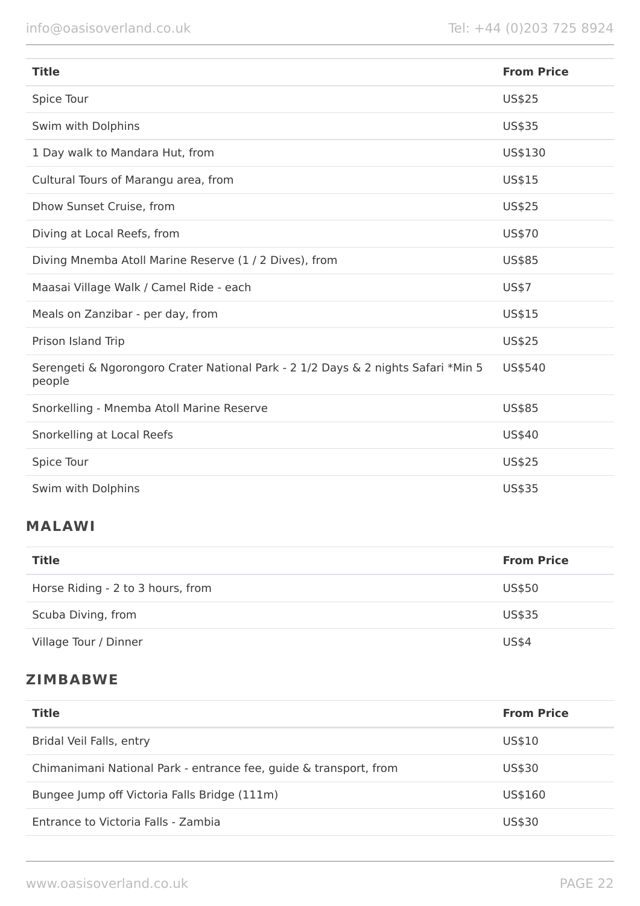| Title | From Price |
| --- | --- |
| Spice Tour | US$25 |
| Swim with Dolphins | US$35 |
| 1 Day walk to Mandara Hut, from | US$130 |
| Cultural Tours of Marangu area, from | US$15 |
| Dhow Sunset Cruise, from | US$25 |
| Diving at Local Reefs, from | US$70 |
| Diving Mnemba Atoll Marine Reserve (1 / 2 Dives), from | US$85 |
| Maasai Village Walk / Camel Ride - each | US$7 |
| Meals on Zanzibar - per day, from | US$15 |
| Prison Island Trip | US$25 |
| Serengeti & Ngorongoro Crater National Park - 2 1/2 Days & 2 nights Safari *Min 5 people | US$540 |
| Snorkelling - Mnemba Atoll Marine Reserve | US$85 |
| Snorkelling at Local Reefs | US$40 |
| Spice Tour | US$25 |
| Swim with Dolphins | US$35 |

## MALAWI

| Title | From Price |
| --- | --- |
| Horse Riding - 2 to 3 hours, from | US$50 |
| Scuba Diving, from | US$35 |
| Village Tour / Dinner | US$4 |

## ZIMBABWE

| Title | From Price |
| --- | --- |
| Bridal Veil Falls, entry | US$10 |
| Chimanimani National Park - entrance fee, guide & transport, from | US$30 |
| Bungee Jump off Victoria Falls Bridge (111m) | US$160 |
| Entrance to Victoria Falls - Zambia | US$30 |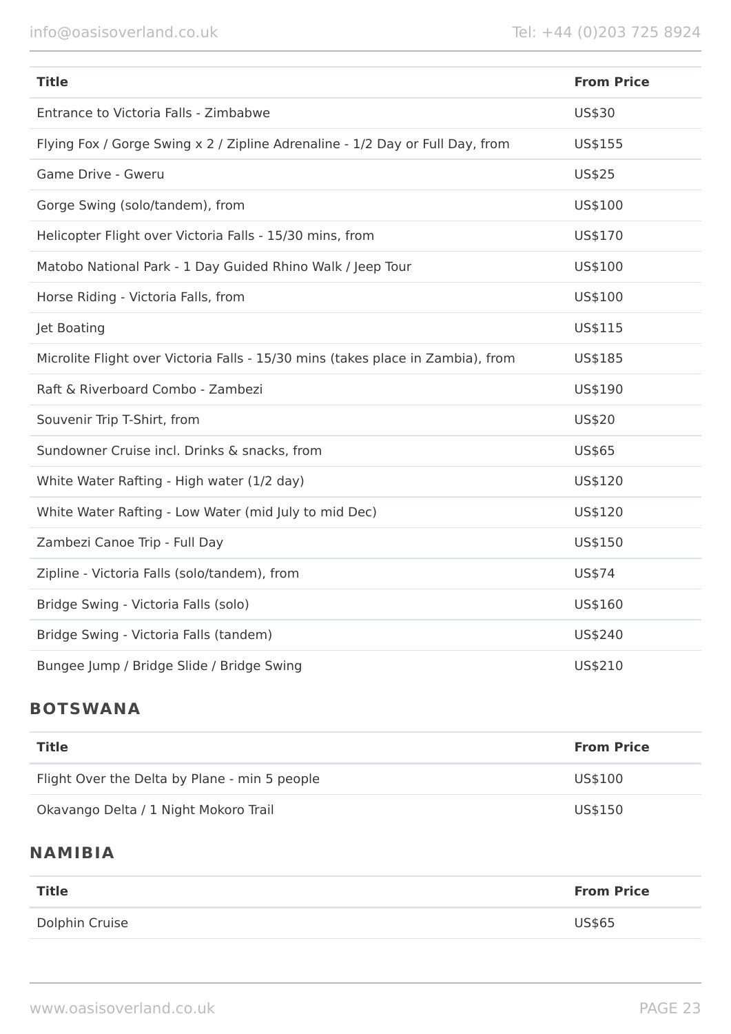| Title | From Price |
|---|---|
| Entrance to Victoria Falls - Zimbabwe | US$30 |
| Flying Fox / Gorge Swing x 2 / Zipline Adrenaline - 1/2 Day or Full Day, from | US$155 |
| Game Drive - Gweru | US$25 |
| Gorge Swing (solo/tandem), from | US$100 |
| Helicopter Flight over Victoria Falls - 15/30 mins, from | US$170 |
| Matobo National Park - 1 Day Guided Rhino Walk / Jeep Tour | US$100 |
| Horse Riding - Victoria Falls, from | US$100 |
| Jet Boating | US$115 |
| Microlite Flight over Victoria Falls - 15/30 mins (takes place in Zambia), from | US$185 |
| Raft & Riverboard Combo - Zambezi | US$190 |
| Souvenir Trip T-Shirt, from | US$20 |
| Sundowner Cruise incl. Drinks & snacks, from | US$65 |
| White Water Rafting - High water (1/2 day) | US$120 |
| White Water Rafting - Low Water (mid July to mid Dec) | US$120 |
| Zambezi Canoe Trip - Full Day | US$150 |
| Zipline - Victoria Falls (solo/tandem), from | US$74 |
| Bridge Swing - Victoria Falls (solo) | US$160 |
| Bridge Swing - Victoria Falls (tandem) | US$240 |
| Bungee Jump / Bridge Slide / Bridge Swing | US$210 |

## BOTSWANA

| Title | From Price |
|---|---|
| Flight Over the Delta by Plane - min 5 people | US$100 |
| Okavango Delta / 1 Night Mokoro Trail | US$150 |

## NAMIBIA

| Title | From Price |
|---|---|
| Dolphin Cruise | US$65 |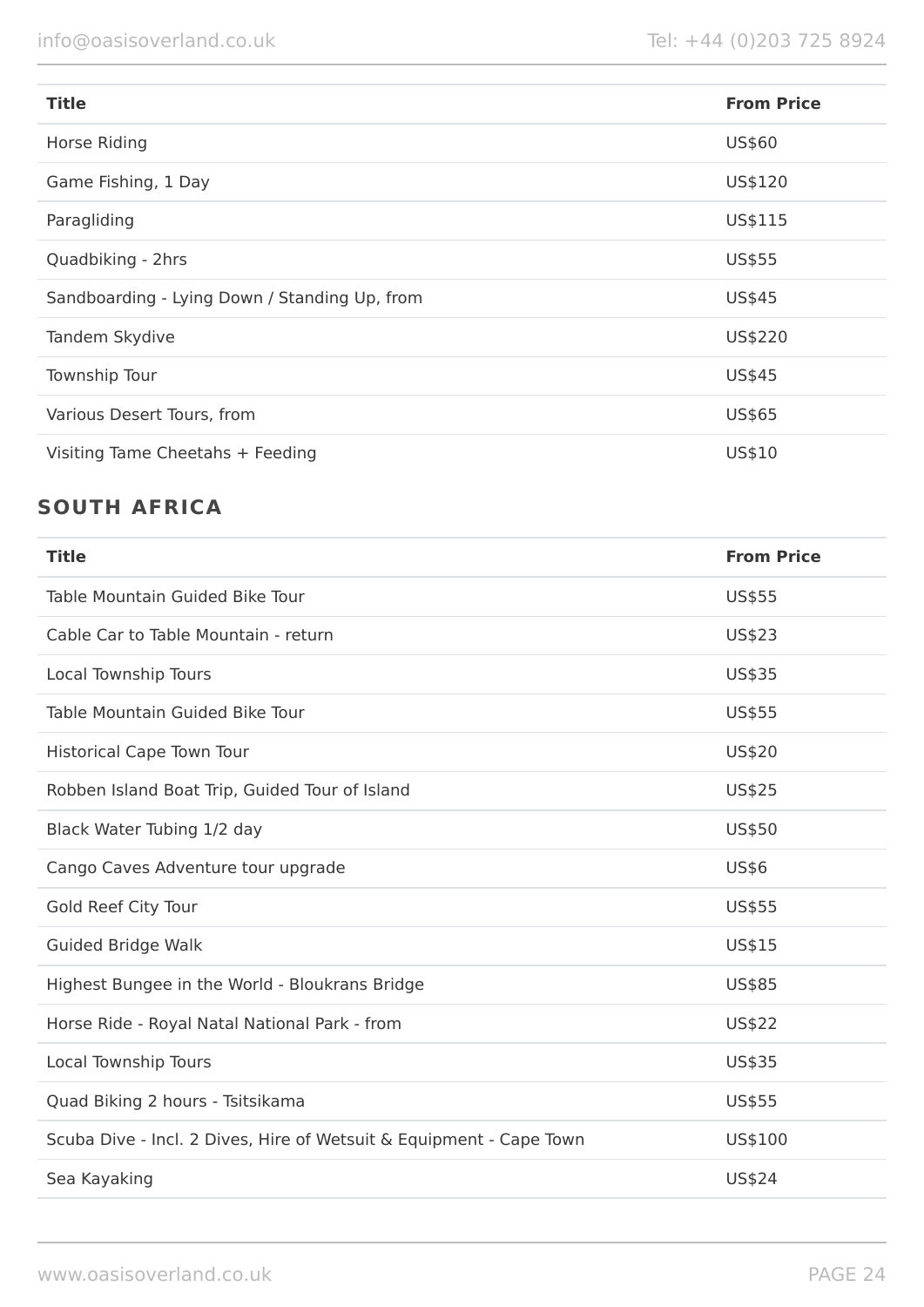| Title | From Price |
| --- | --- |
| Horse Riding | US$60 |
| Game Fishing, 1 Day | US$120 |
| Paragliding | US$115 |
| Quadbiking - 2hrs | US$55 |
| Sandboarding - Lying Down / Standing Up, from | US$45 |
| Tandem Skydive | US$220 |
| Township Tour | US$45 |
| Various Desert Tours, from | US$65 |
| Visiting Tame Cheetahs + Feeding | US$10 |

## SOUTH AFRICA

| Title | From Price |
| --- | --- |
| Table Mountain Guided Bike Tour | US$55 |
| Cable Car to Table Mountain - return | US$23 |
| Local Township Tours | US$35 |
| Table Mountain Guided Bike Tour | US$55 |
| Historical Cape Town Tour | US$20 |
| Robben Island Boat Trip, Guided Tour of Island | US$25 |
| Black Water Tubing 1/2 day | US$50 |
| Cango Caves Adventure tour upgrade | US$6 |
| Gold Reef City Tour | US$55 |
| Guided Bridge Walk | US$15 |
| Highest Bungee in the World - Bloukrans Bridge | US$85 |
| Horse Ride - Royal Natal National Park - from | US$22 |
| Local Township Tours | US$35 |
| Quad Biking 2 hours - Tsitsikama | US$55 |
| Scuba Dive - Incl. 2 Dives, Hire of Wetsuit & Equipment - Cape Town | US$100 |
| Sea Kayaking | US$24 |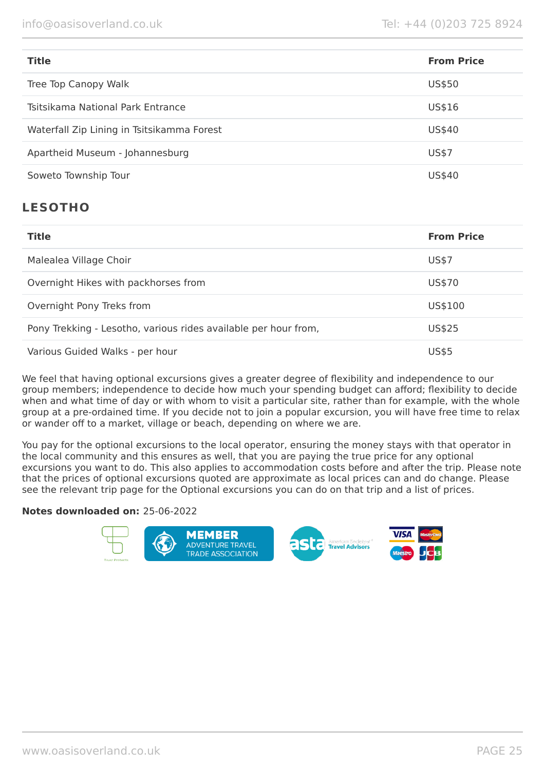| Title | From Price |
| --- | --- |
| Tree Top Canopy Walk | US$50 |
| Tsitsikama National Park Entrance | US$16 |
| Waterfall Zip Lining in Tsitsikamma Forest | US$40 |
| Apartheid Museum - Johannesburg | US$7 |
| Soweto Township Tour | US$40 |

## LESOTHO

| Title | From Price |
| --- | --- |
| Malealea Village Choir | US$7 |
| Overnight Hikes with packhorses from | US$70 |
| Overnight Pony Treks from | US$100 |
| Pony Trekking - Lesotho, various rides available per hour from, | US$25 |
| Various Guided Walks - per hour | US$5 |

We feel that having optional excursions gives a greater degree of flexibility and independence to our group members; independence to decide how much your spending budget can afford; flexibility to decide when and what time of day or with whom to visit a particular site, rather than for example, with the whole group at a pre-ordained time. If you decide not to join a popular excursion, you will have free time to relax or wander off to a market, village or beach, depending on where we are.

You pay for the optional excursions to the local operator, ensuring the money stays with that operator in the local community and this ensures as well, that you are paying the true price for any optional excursions you want to do. This also applies to accommodation costs before and after the trip. Please note that the prices of optional excursions quoted are approximate as local prices can and do change. Please see the relevant trip page for the Optional excursions you can do on that trip and a list of prices.

**Notes downloaded on:** 25-06-2022